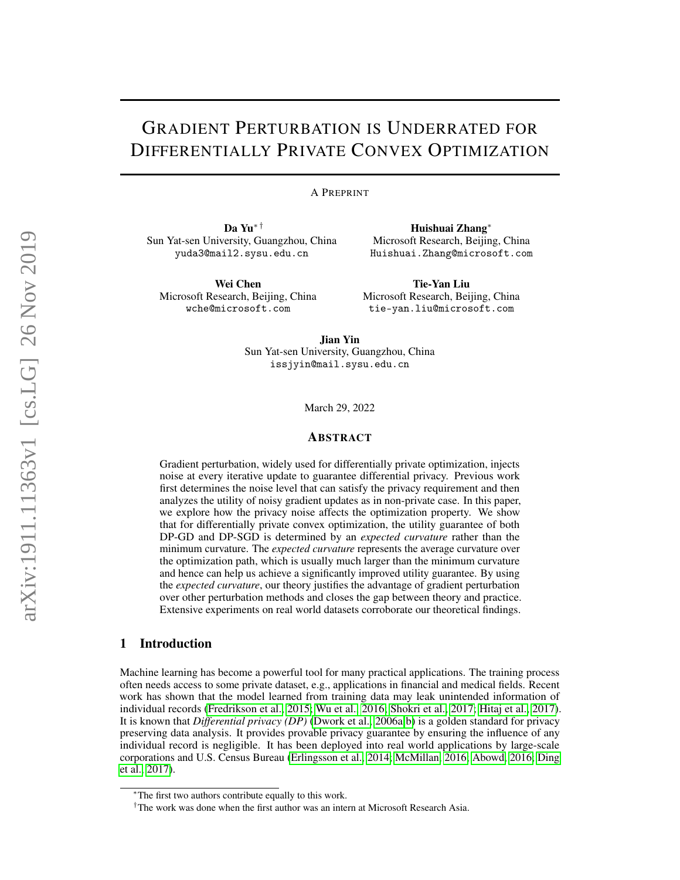# Gradient Perturbation is Underrated for Differentially Private Convex Optimization

A Preprint

**Da Yu**[*] [†]
Sun Yat-sen University, Guangzhou, China
yuda3@mail2.sysu.edu.cn

**Huishuai Zhang**[*]
Microsoft Research, Beijing, China
Huishuai.Zhang@microsoft.com

**Wei Chen**
Microsoft Research, Beijing, China
wche@microsoft.com

**Tie-Yan Liu**
Microsoft Research, Beijing, China
tie-yan.liu@microsoft.com

**Jian Yin**
Sun Yat-sen University, Guangzhou, China
issjyin@mail.sysu.edu.cn

March 29, 2022

## Abstract

Gradient perturbation, widely used for differentially private optimization, injects noise at every iterative update to guarantee differential privacy. Previous work first determines the noise level that can satisfy the privacy requirement and then analyzes the utility of noisy gradient updates as in non-private case. In this paper, we explore how the privacy noise affects the optimization property. We show that for differentially private convex optimization, the utility guarantee of both DP-GD and DP-SGD is determined by an *expected curvature* rather than the minimum curvature. The *expected curvature* represents the average curvature over the optimization path, which is usually much larger than the minimum curvature and hence can help us achieve a significantly improved utility guarantee. By using the *expected curvature*, our theory justifies the advantage of gradient perturbation over other perturbation methods and closes the gap between theory and practice. Extensive experiments on real world datasets corroborate our theoretical findings.

## 1 Introduction

Machine learning has become a powerful tool for many practical applications. The training process often needs access to some private dataset, e.g., applications in financial and medical fields. Recent work has shown that the model learned from training data may leak unintended information of individual records (Fredrikson et al., 2015; Wu et al., 2016; Shokri et al., 2017; Hitaj et al., 2017). It is known that *Differential privacy (DP)* (Dwork et al., 2006a,b) is a golden standard for privacy preserving data analysis. It provides provable privacy guarantee by ensuring the influence of any individual record is negligible. It has been deployed into real world applications by large-scale corporations and U.S. Census Bureau (Erlingsson et al., 2014; McMillan, 2016; Abowd, 2016; Ding et al., 2017).

[*]The first two authors contribute equally to this work.

[†]The work was done when the first author was an intern at Microsoft Research Asia.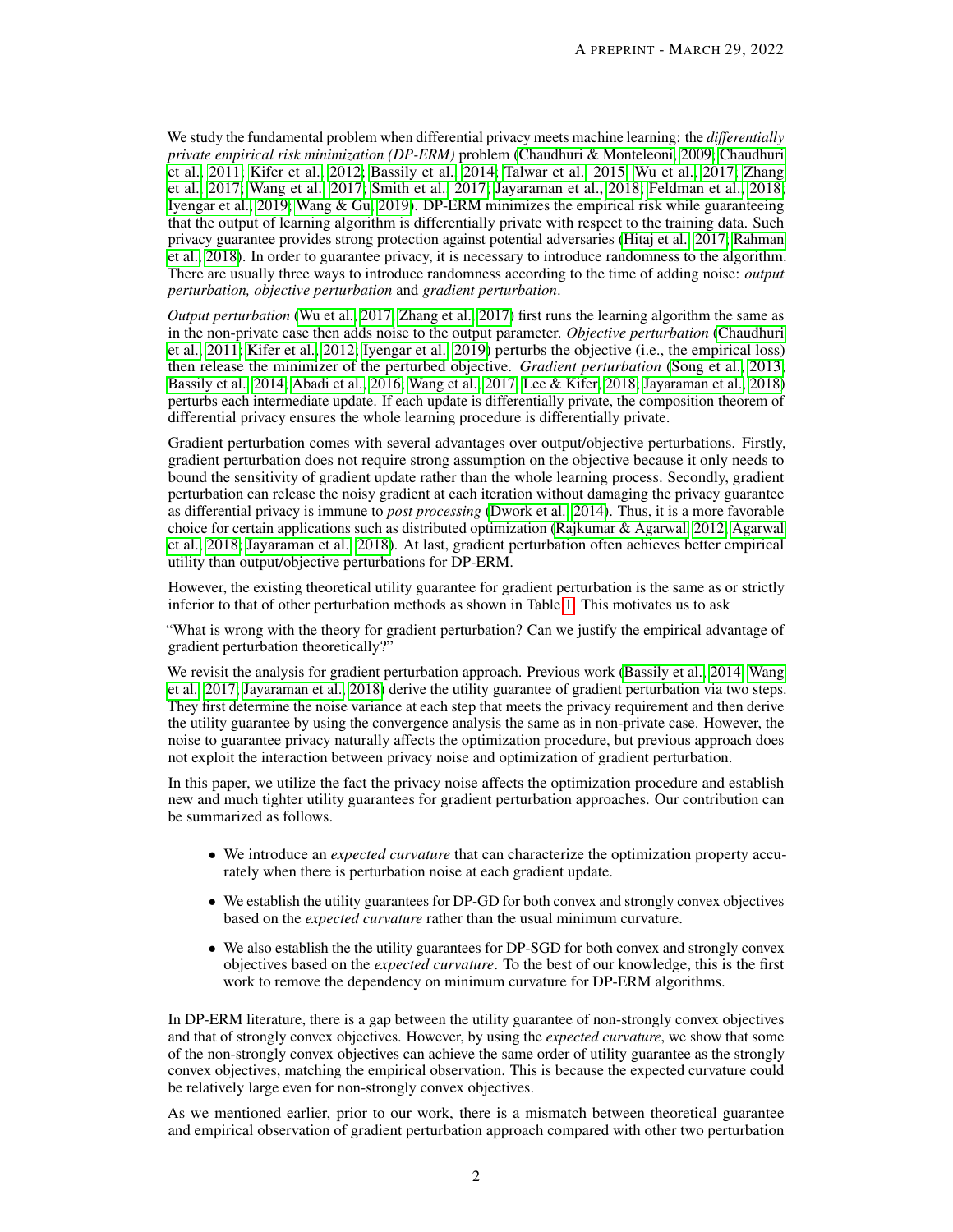We study the fundamental problem when differential privacy meets machine learning: the *differentially private empirical risk minimization (DP-ERM)* problem (Chaudhuri & Monteleoni, 2009; Chaudhuri et al., 2011; Kifer et al., 2012; Bassily et al., 2014; Talwar et al., 2015; Wu et al., 2017; Zhang et al., 2017; Wang et al., 2017; Smith et al., 2017; Jayaraman et al., 2018; Feldman et al., 2018; Iyengar et al., 2019; Wang & Gu, 2019). DP-ERM minimizes the empirical risk while guaranteeing that the output of learning algorithm is differentially private with respect to the training data. Such privacy guarantee provides strong protection against potential adversaries (Hitaj et al., 2017; Rahman et al., 2018). In order to guarantee privacy, it is necessary to introduce randomness to the algorithm. There are usually three ways to introduce randomness according to the time of adding noise: *output perturbation, objective perturbation* and *gradient perturbation*.

*Output perturbation* (Wu et al., 2017; Zhang et al., 2017) first runs the learning algorithm the same as in the non-private case then adds noise to the output parameter. *Objective perturbation* (Chaudhuri et al., 2011; Kifer et al., 2012; Iyengar et al., 2019) perturbs the objective (i.e., the empirical loss) then release the minimizer of the perturbed objective. *Gradient perturbation* (Song et al., 2013; Bassily et al., 2014; Abadi et al., 2016; Wang et al., 2017; Lee & Kifer, 2018; Jayaraman et al., 2018) perturbs each intermediate update. If each update is differentially private, the composition theorem of differential privacy ensures the whole learning procedure is differentially private.

Gradient perturbation comes with several advantages over output/objective perturbations. Firstly, gradient perturbation does not require strong assumption on the objective because it only needs to bound the sensitivity of gradient update rather than the whole learning process. Secondly, gradient perturbation can release the noisy gradient at each iteration without damaging the privacy guarantee as differential privacy is immune to *post processing* (Dwork et al., 2014). Thus, it is a more favorable choice for certain applications such as distributed optimization (Rajkumar & Agarwal, 2012; Agarwal et al., 2018; Jayaraman et al., 2018). At last, gradient perturbation often achieves better empirical utility than output/objective perturbations for DP-ERM.

However, the existing theoretical utility guarantee for gradient perturbation is the same as or strictly inferior to that of other perturbation methods as shown in Table 1. This motivates us to ask

"What is wrong with the theory for gradient perturbation? Can we justify the empirical advantage of gradient perturbation theoretically?"

We revisit the analysis for gradient perturbation approach. Previous work (Bassily et al., 2014; Wang et al., 2017; Jayaraman et al., 2018) derive the utility guarantee of gradient perturbation via two steps. They first determine the noise variance at each step that meets the privacy requirement and then derive the utility guarantee by using the convergence analysis the same as in non-private case. However, the noise to guarantee privacy naturally affects the optimization procedure, but previous approach does not exploit the interaction between privacy noise and optimization of gradient perturbation.

In this paper, we utilize the fact the privacy noise affects the optimization procedure and establish new and much tighter utility guarantees for gradient perturbation approaches. Our contribution can be summarized as follows.

- We introduce an *expected curvature* that can characterize the optimization property accurately when there is perturbation noise at each gradient update.
- We establish the utility guarantees for DP-GD for both convex and strongly convex objectives based on the *expected curvature* rather than the usual minimum curvature.
- We also establish the the utility guarantees for DP-SGD for both convex and strongly convex objectives based on the *expected curvature*. To the best of our knowledge, this is the first work to remove the dependency on minimum curvature for DP-ERM algorithms.

In DP-ERM literature, there is a gap between the utility guarantee of non-strongly convex objectives and that of strongly convex objectives. However, by using the *expected curvature*, we show that some of the non-strongly convex objectives can achieve the same order of utility guarantee as the strongly convex objectives, matching the empirical observation. This is because the expected curvature could be relatively large even for non-strongly convex objectives.

As we mentioned earlier, prior to our work, there is a mismatch between theoretical guarantee and empirical observation of gradient perturbation approach compared with other two perturbation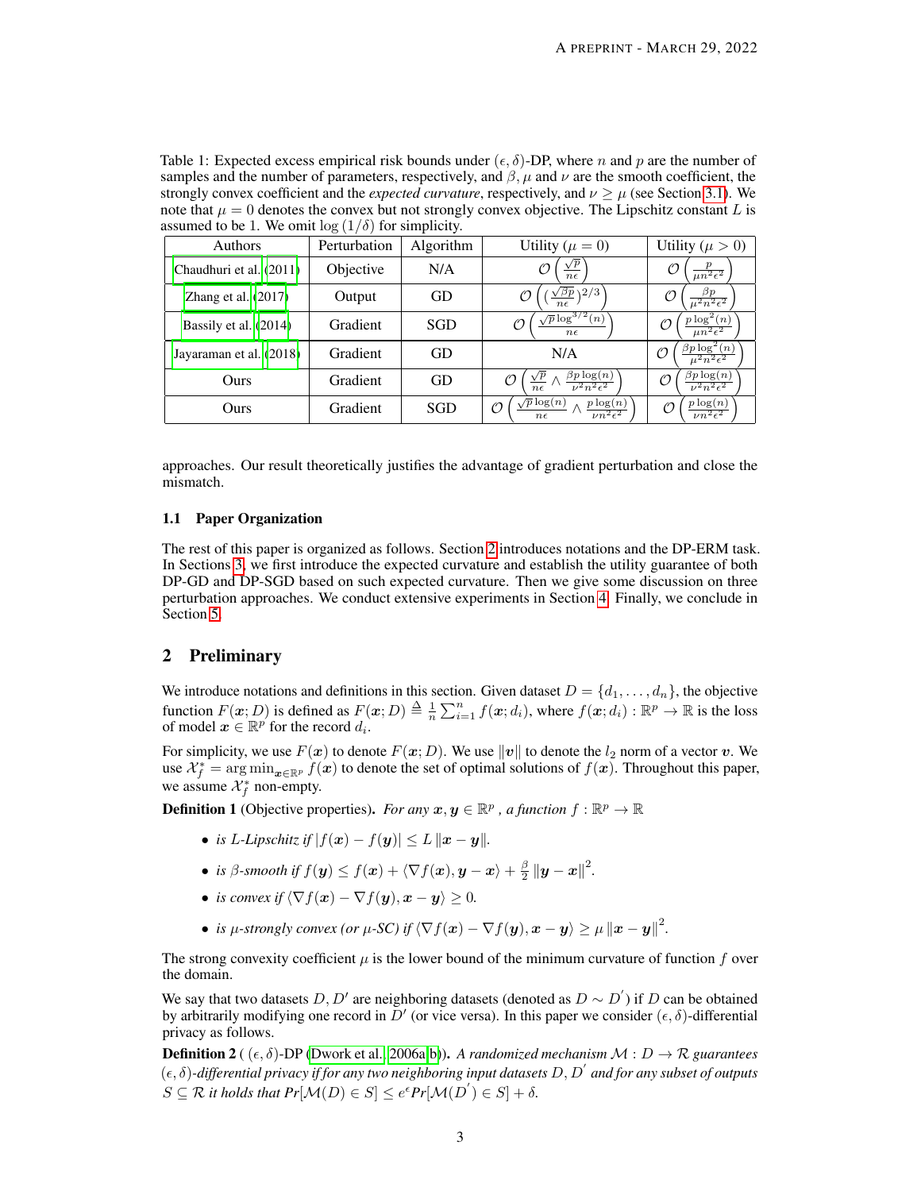Table 1: Expected excess empirical risk bounds under $(\epsilon, \delta)$-DP, where $n$ and $p$ are the number of samples and the number of parameters, respectively, and $\beta, \mu$ and $\nu$ are the smooth coefficient, the strongly convex coefficient and the *expected curvature*, respectively, and $\nu \geq \mu$ (see Section 3.1). We note that $\mu = 0$ denotes the convex but not strongly convex objective. The Lipschitz constant $L$ is assumed to be 1. We omit $\log(1/\delta)$ for simplicity.

| Authors | Perturbation | Algorithm | Utility ($\mu = 0$) | Utility ($\mu > 0$) |
|---|---|---|---|---|
| Chaudhuri et al. (2011) | Objective | N/A | $\mathcal{O}\left(\frac{\sqrt{p}}{n\epsilon}\right)$ | $\mathcal{O}\left(\frac{p}{\mu n^2 \epsilon^2}\right)$ |
| Zhang et al. (2017) | Output | GD | $\mathcal{O}\left(\left(\frac{\sqrt{\beta p}}{n\epsilon}\right)^{2/3}\right)$ | $\mathcal{O}\left(\frac{\beta p}{\mu^2 n^2 \epsilon^2}\right)$ |
| Bassily et al. (2014) | Gradient | SGD | $\mathcal{O}\left(\frac{\sqrt{p}\log^{3/2}(n)}{n\epsilon}\right)$ | $\mathcal{O}\left(\frac{p\log^2(n)}{\mu n^2 \epsilon^2}\right)$ |
| Jayaraman et al. (2018) | Gradient | GD | N/A | $\mathcal{O}\left(\frac{\beta p \log^2(n)}{\mu^2 n^2 \epsilon^2}\right)$ |
| Ours | Gradient | GD | $\mathcal{O}\left(\frac{\sqrt{p}}{n\epsilon} \wedge \frac{\beta p \log(n)}{\nu^2 n^2 \epsilon^2}\right)$ | $\mathcal{O}\left(\frac{\beta p \log(n)}{\nu^2 n^2 \epsilon^2}\right)$ |
| Ours | Gradient | SGD | $\mathcal{O}\left(\frac{\sqrt{p}\log(n)}{n\epsilon} \wedge \frac{p\log(n)}{\nu n^2 \epsilon^2}\right)$ | $\mathcal{O}\left(\frac{p\log(n)}{\nu n^2 \epsilon^2}\right)$ |

approaches. Our result theoretically justifies the advantage of gradient perturbation and close the mismatch.

### 1.1 Paper Organization

The rest of this paper is organized as follows. Section 2 introduces notations and the DP-ERM task. In Sections 3, we first introduce the expected curvature and establish the utility guarantee of both DP-GD and DP-SGD based on such expected curvature. Then we give some discussion on three perturbation approaches. We conduct extensive experiments in Section 4. Finally, we conclude in Section 5.

## 2 Preliminary

We introduce notations and definitions in this section. Given dataset $D = \{d_1, \ldots, d_n\}$, the objective function $F(\boldsymbol{x}; D)$ is defined as $F(\boldsymbol{x}; D) \triangleq \frac{1}{n}\sum_{i=1}^{n} f(\boldsymbol{x}; d_i)$, where $f(\boldsymbol{x}; d_i) : \mathbb{R}^p \to \mathbb{R}$ is the loss of model $\boldsymbol{x} \in \mathbb{R}^p$ for the record $d_i$.

For simplicity, we use $F(\boldsymbol{x})$ to denote $F(\boldsymbol{x}; D)$. We use $\|\boldsymbol{v}\|$ to denote the $l_2$ norm of a vector $\boldsymbol{v}$. We use $\mathcal{X}_f^* = \arg\min_{\boldsymbol{x} \in \mathbb{R}^p} f(\boldsymbol{x})$ to denote the set of optimal solutions of $f(\boldsymbol{x})$. Throughout this paper, we assume $\mathcal{X}_f^*$ non-empty.

**Definition 1** (Objective properties). *For any $\boldsymbol{x}, \boldsymbol{y} \in \mathbb{R}^p$, a function $f : \mathbb{R}^p \to \mathbb{R}$*

- *is L-Lipschitz if $|f(\boldsymbol{x}) - f(\boldsymbol{y})| \leq L\|\boldsymbol{x} - \boldsymbol{y}\|$.*
- *is $\beta$-smooth if $f(\boldsymbol{y}) \leq f(\boldsymbol{x}) + \langle \nabla f(\boldsymbol{x}), \boldsymbol{y} - \boldsymbol{x} \rangle + \frac{\beta}{2}\|\boldsymbol{y} - \boldsymbol{x}\|^2$.*
- *is convex if $\langle \nabla f(\boldsymbol{x}) - \nabla f(\boldsymbol{y}), \boldsymbol{x} - \boldsymbol{y} \rangle \geq 0$.*
- *is $\mu$-strongly convex (or $\mu$-SC) if $\langle \nabla f(\boldsymbol{x}) - \nabla f(\boldsymbol{y}), \boldsymbol{x} - \boldsymbol{y} \rangle \geq \mu\|\boldsymbol{x} - \boldsymbol{y}\|^2$.*

The strong convexity coefficient $\mu$ is the lower bound of the minimum curvature of function $f$ over the domain.

We say that two datasets $D, D'$ are neighboring datasets (denoted as $D \sim D'$) if $D$ can be obtained by arbitrarily modifying one record in $D'$ (or vice versa). In this paper we consider $(\epsilon, \delta)$-differential privacy as follows.

**Definition 2** ( $(\epsilon, \delta)$-DP (Dwork et al., 2006a,b)). *A randomized mechanism $\mathcal{M} : D \to \mathcal{R}$ guarantees $(\epsilon, \delta)$-differential privacy if for any two neighboring input datasets $D, D'$ and for any subset of outputs $S \subseteq \mathcal{R}$ it holds that $Pr[\mathcal{M}(D) \in S] \leq e^{\epsilon} Pr[\mathcal{M}(D') \in S] + \delta$.*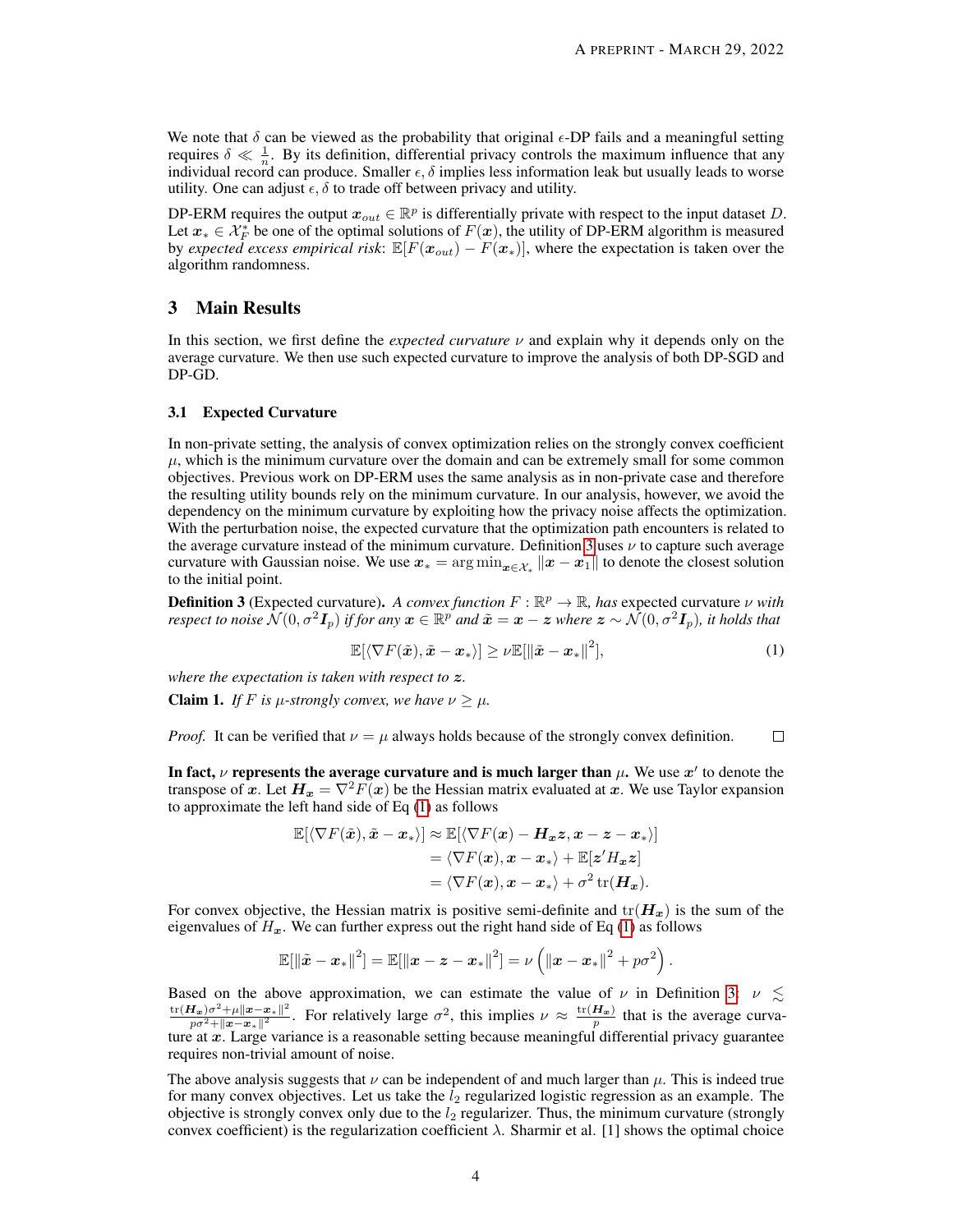We note that $\delta$ can be viewed as the probability that original $\epsilon$-DP fails and a meaningful setting requires $\delta \ll \frac{1}{n}$. By its definition, differential privacy controls the maximum influence that any individual record can produce. Smaller $\epsilon, \delta$ implies less information leak but usually leads to worse utility. One can adjust $\epsilon, \delta$ to trade off between privacy and utility.

DP-ERM requires the output $\boldsymbol{x}_{out} \in \mathbb{R}^p$ is differentially private with respect to the input dataset $D$. Let $\boldsymbol{x}_* \in \mathcal{X}_F^*$ be one of the optimal solutions of $F(\boldsymbol{x})$, the utility of DP-ERM algorithm is measured by *expected excess empirical risk*: $\mathbb{E}[F(\boldsymbol{x}_{out}) - F(\boldsymbol{x}_*)]$, where the expectation is taken over the algorithm randomness.

## 3 Main Results

In this section, we first define the *expected curvature* $\nu$ and explain why it depends only on the average curvature. We then use such expected curvature to improve the analysis of both DP-SGD and DP-GD.

### 3.1 Expected Curvature

In non-private setting, the analysis of convex optimization relies on the strongly convex coefficient $\mu$, which is the minimum curvature over the domain and can be extremely small for some common objectives. Previous work on DP-ERM uses the same analysis as in non-private case and therefore the resulting utility bounds rely on the minimum curvature. In our analysis, however, we avoid the dependency on the minimum curvature by exploiting how the privacy noise affects the optimization. With the perturbation noise, the expected curvature that the optimization path encounters is related to the average curvature instead of the minimum curvature. Definition 3 uses $\nu$ to capture such average curvature with Gaussian noise. We use $\boldsymbol{x}_* = \arg\min_{\boldsymbol{x} \in \mathcal{X}_*} \|\boldsymbol{x} - \boldsymbol{x}_1\|$ to denote the closest solution to the initial point.

**Definition 3** (Expected curvature). *A convex function $F : \mathbb{R}^p \to \mathbb{R}$, has* expected curvature *$\nu$ with respect to noise $\mathcal{N}(0, \sigma^2 \boldsymbol{I}_p)$ if for any $\boldsymbol{x} \in \mathbb{R}^p$ and $\tilde{\boldsymbol{x}} = \boldsymbol{x} - \boldsymbol{z}$ where $\boldsymbol{z} \sim \mathcal{N}(0, \sigma^2 \boldsymbol{I}_p)$, it holds that*

$$\mathbb{E}[\langle \nabla F(\tilde{\boldsymbol{x}}), \tilde{\boldsymbol{x}} - \boldsymbol{x}_* \rangle] \geq \nu \mathbb{E}[\|\tilde{\boldsymbol{x}} - \boldsymbol{x}_*\|^2], \tag{1}$$

*where the expectation is taken with respect to $\boldsymbol{z}$.*

**Claim 1.** *If $F$ is $\mu$-strongly convex, we have $\nu \geq \mu$.*

*Proof.* It can be verified that $\nu = \mu$ always holds because of the strongly convex definition. $\square$

**In fact, $\nu$ represents the average curvature and is much larger than $\mu$.** We use $\boldsymbol{x}'$ to denote the transpose of $\boldsymbol{x}$. Let $\boldsymbol{H}_{\boldsymbol{x}} = \nabla^2 F(\boldsymbol{x})$ be the Hessian matrix evaluated at $\boldsymbol{x}$. We use Taylor expansion to approximate the left hand side of Eq (1) as follows

$$\begin{aligned}
\mathbb{E}[\langle \nabla F(\tilde{\boldsymbol{x}}), \tilde{\boldsymbol{x}} - \boldsymbol{x}_* \rangle] &\approx \mathbb{E}[\langle \nabla F(\boldsymbol{x}) - \boldsymbol{H}_{\boldsymbol{x}} \boldsymbol{z}, \boldsymbol{x} - \boldsymbol{z} - \boldsymbol{x}_* \rangle] \\
&= \langle \nabla F(\boldsymbol{x}), \boldsymbol{x} - \boldsymbol{x}_* \rangle + \mathbb{E}[\boldsymbol{z}' H_{\boldsymbol{x}} \boldsymbol{z}] \\
&= \langle \nabla F(\boldsymbol{x}), \boldsymbol{x} - \boldsymbol{x}_* \rangle + \sigma^2 \operatorname{tr}(\boldsymbol{H}_{\boldsymbol{x}}).
\end{aligned}$$

For convex objective, the Hessian matrix is positive semi-definite and $\operatorname{tr}(\boldsymbol{H}_{\boldsymbol{x}})$ is the sum of the eigenvalues of $H_{\boldsymbol{x}}$. We can further express out the right hand side of Eq (1) as follows

$$\mathbb{E}[\|\tilde{\boldsymbol{x}} - \boldsymbol{x}_*\|^2] = \mathbb{E}[\|\boldsymbol{x} - \boldsymbol{z} - \boldsymbol{x}_*\|^2] = \nu \left( \|\boldsymbol{x} - \boldsymbol{x}_*\|^2 + p\sigma^2 \right).$$

Based on the above approximation, we can estimate the value of $\nu$ in Definition 3: $\nu \lesssim \frac{\operatorname{tr}(\boldsymbol{H}_{\boldsymbol{x}})\sigma^2 + \mu\|\boldsymbol{x} - \boldsymbol{x}_*\|^2}{p\sigma^2 + \|\boldsymbol{x} - \boldsymbol{x}_*\|^2}$. For relatively large $\sigma^2$, this implies $\nu \approx \frac{\operatorname{tr}(\boldsymbol{H}_{\boldsymbol{x}})}{p}$ that is the average curvature at $\boldsymbol{x}$. Large variance is a reasonable setting because meaningful differential privacy guarantee requires non-trivial amount of noise.

The above analysis suggests that $\nu$ can be independent of and much larger than $\mu$. This is indeed true for many convex objectives. Let us take the $l_2$ regularized logistic regression as an example. The objective is strongly convex only due to the $l_2$ regularizer. Thus, the minimum curvature (strongly convex coefficient) is the regularization coefficient $\lambda$. Sharmir et al. [1] shows the optimal choice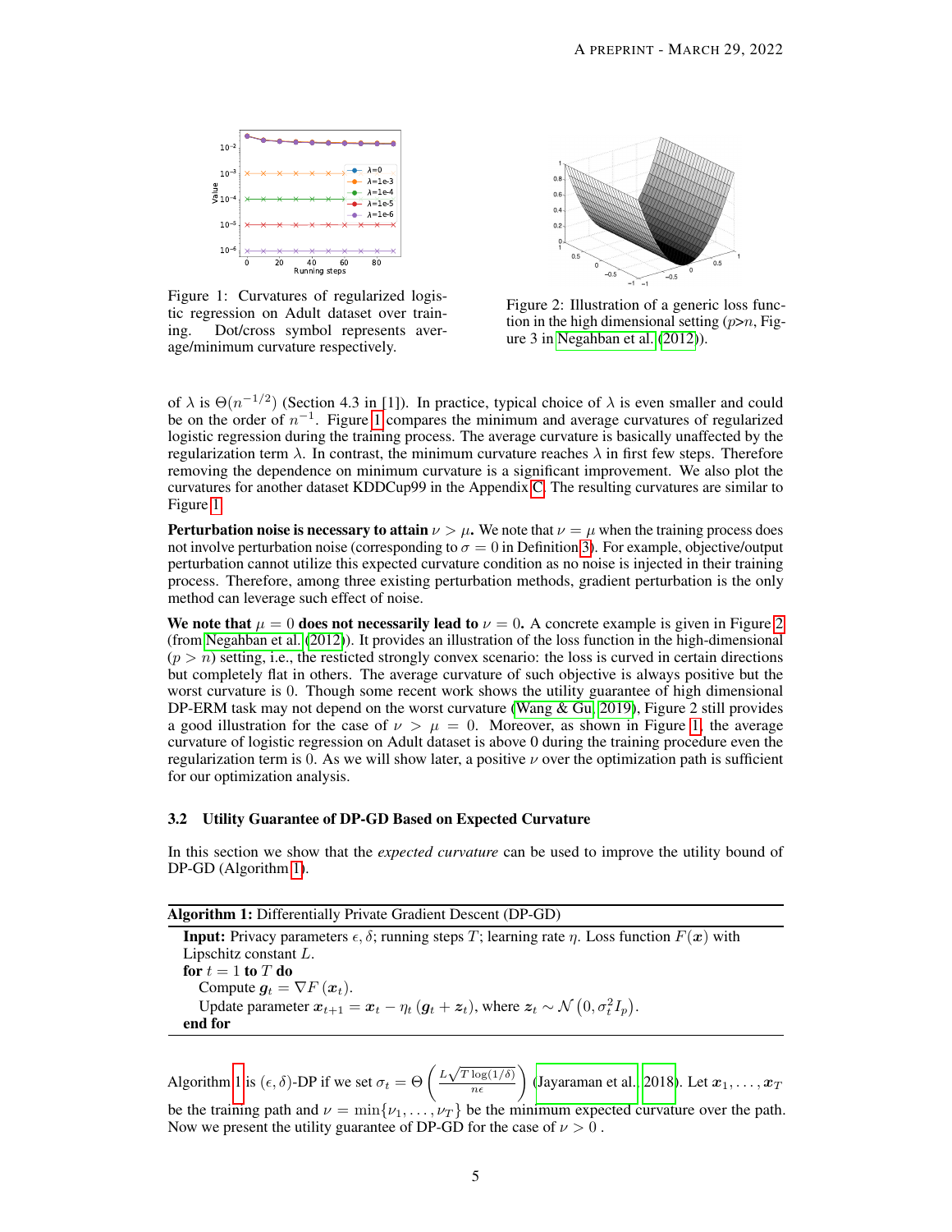Figure 1: Curvatures of regularized logistic regression on Adult dataset over training. Dot/cross symbol represents average/minimum curvature respectively.

Figure 2: Illustration of a generic loss function in the high dimensional setting ($p$>$n$, Figure 3 in Negahban et al. (2012)).

of $\lambda$ is $\Theta(n^{-1/2})$ (Section 4.3 in [1]). In practice, typical choice of $\lambda$ is even smaller and could be on the order of $n^{-1}$. Figure 1 compares the minimum and average curvatures of regularized logistic regression during the training process. The average curvature is basically unaffected by the regularization term $\lambda$. In contrast, the minimum curvature reaches $\lambda$ in first few steps. Therefore removing the dependence on minimum curvature is a significant improvement. We also plot the curvatures for another dataset KDDCup99 in the Appendix C. The resulting curvatures are similar to Figure 1.

**Perturbation noise is necessary to attain $\nu > \mu$.** We note that $\nu = \mu$ when the training process does not involve perturbation noise (corresponding to $\sigma = 0$ in Definition 3). For example, objective/output perturbation cannot utilize this expected curvature condition as no noise is injected in their training process. Therefore, among three existing perturbation methods, gradient perturbation is the only method can leverage such effect of noise.

**We note that $\mu = 0$ does not necessarily lead to $\nu = 0$.** A concrete example is given in Figure 2 (from Negahban et al. (2012)). It provides an illustration of the loss function in the high-dimensional ($p > n$) setting, i.e., the resticted strongly convex scenario: the loss is curved in certain directions but completely flat in others. The average curvature of such objective is always positive but the worst curvature is 0. Though some recent work shows the utility guarantee of high dimensional DP-ERM task may not depend on the worst curvature (Wang & Gu, 2019), Figure 2 still provides a good illustration for the case of $\nu > \mu = 0$. Moreover, as shown in Figure 1, the average curvature of logistic regression on Adult dataset is above 0 during the training procedure even the regularization term is 0. As we will show later, a positive $\nu$ over the optimization path is sufficient for our optimization analysis.

### 3.2 Utility Guarantee of DP-GD Based on Expected Curvature

In this section we show that the *expected curvature* can be used to improve the utility bound of DP-GD (Algorithm 1).

---

**Algorithm 1:** Differentially Private Gradient Descent (DP-GD)

---

**Input:** Privacy parameters $\epsilon, \delta$; running steps $T$; learning rate $\eta$. Loss function $F(\boldsymbol{x})$ with Lipschitz constant $L$.
**for** $t = 1$ **to** $T$ **do**
  Compute $\boldsymbol{g}_t = \nabla F(\boldsymbol{x}_t)$.
  Update parameter $\boldsymbol{x}_{t+1} = \boldsymbol{x}_t - \eta_t(\boldsymbol{g}_t + \boldsymbol{z}_t)$, where $\boldsymbol{z}_t \sim \mathcal{N}(0, \sigma_t^2 I_p)$.
**end for**

---

Algorithm 1 is $(\epsilon, \delta)$-DP if we set $\sigma_t = \Theta\left(\frac{L\sqrt{T\log(1/\delta)}}{n\epsilon}\right)$ (Jayaraman et al., 2018). Let $\boldsymbol{x}_1, \ldots, \boldsymbol{x}_T$ be the training path and $\nu = \min\{\nu_1, \ldots, \nu_T\}$ be the minimum expected curvature over the path. Now we present the utility guarantee of DP-GD for the case of $\nu > 0$.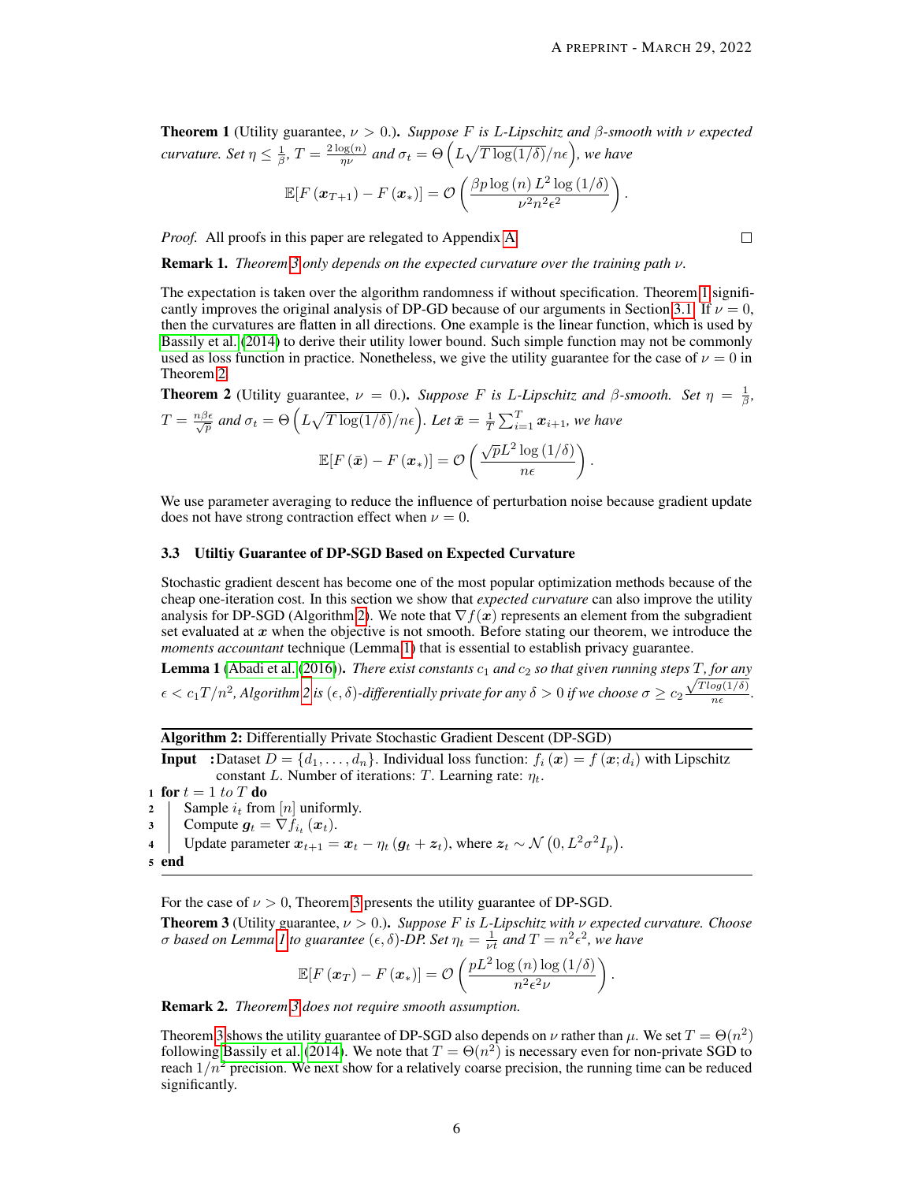**Theorem 1** (Utility guarantee, $\nu > 0$.). *Suppose $F$ is $L$-Lipschitz and $\beta$-smooth with $\nu$ expected curvature. Set $\eta \leq \frac{1}{\beta}$, $T = \frac{2\log(n)}{\eta\nu}$ and $\sigma_t = \Theta\left(L\sqrt{T\log(1/\delta)}/n\epsilon\right)$, we have*

$$\mathbb{E}[F(\boldsymbol{x}_{T+1}) - F(\boldsymbol{x}_*)] = \mathcal{O}\left(\frac{\beta p \log(n) L^2 \log(1/\delta)}{\nu^2 n^2 \epsilon^2}\right).$$

*Proof.* All proofs in this paper are relegated to Appendix A. □

**Remark 1.** *Theorem 3 only depends on the expected curvature over the training path $\nu$.*

The expectation is taken over the algorithm randomness if without specification. Theorem 1 significantly improves the original analysis of DP-GD because of our arguments in Section 3.1. If $\nu = 0$, then the curvatures are flatten in all directions. One example is the linear function, which is used by Bassily et al. (2014) to derive their utility lower bound. Such simple function may not be commonly used as loss function in practice. Nonetheless, we give the utility guarantee for the case of $\nu = 0$ in Theorem 2.

**Theorem 2** (Utility guarantee, $\nu = 0$.). *Suppose $F$ is $L$-Lipschitz and $\beta$-smooth. Set $\eta = \frac{1}{\beta}$, $T = \frac{n\beta\epsilon}{\sqrt{p}}$ and $\sigma_t = \Theta\left(L\sqrt{T\log(1/\delta)}/n\epsilon\right)$. Let $\bar{\boldsymbol{x}} = \frac{1}{T}\sum_{i=1}^{T}\boldsymbol{x}_{i+1}$, we have*

$$\mathbb{E}[F(\bar{\boldsymbol{x}}) - F(\boldsymbol{x}_*)] = \mathcal{O}\left(\frac{\sqrt{p}L^2\log(1/\delta)}{n\epsilon}\right).$$

We use parameter averaging to reduce the influence of perturbation noise because gradient update does not have strong contraction effect when $\nu = 0$.

### 3.3 Utiltiy Guarantee of DP-SGD Based on Expected Curvature

Stochastic gradient descent has become one of the most popular optimization methods because of the cheap one-iteration cost. In this section we show that *expected curvature* can also improve the utility analysis for DP-SGD (Algorithm 2). We note that $\nabla f(\boldsymbol{x})$ represents an element from the subgradient set evaluated at $\boldsymbol{x}$ when the objective is not smooth. Before stating our theorem, we introduce the *moments accountant* technique (Lemma 1) that is essential to establish privacy guarantee.

**Lemma 1** (Abadi et al. (2016)). *There exist constants $c_1$ and $c_2$ so that given running steps $T$, for any $\epsilon < c_1T/n^2$, Algorithm 2 is $(\epsilon, \delta)$-differentially private for any $\delta > 0$ if we choose $\sigma \geq c_2\frac{\sqrt{Tlog(1/\delta)}}{n\epsilon}$.*

---

**Algorithm 2:** Differentially Private Stochastic Gradient Descent (DP-SGD)

**Input :** Dataset $D = \{d_1, \ldots, d_n\}$. Individual loss function: $f_i(\boldsymbol{x}) = f(\boldsymbol{x}; d_i)$ with Lipschitz constant $L$. Number of iterations: $T$. Learning rate: $\eta_t$.

1. **for** $t = 1$ *to* $T$ **do**
2. Sample $i_t$ from $[n]$ uniformly.
3. Compute $\boldsymbol{g}_t = \nabla f_{i_t}(\boldsymbol{x}_t)$.
4. Update parameter $\boldsymbol{x}_{t+1} = \boldsymbol{x}_t - \eta_t(\boldsymbol{g}_t + \boldsymbol{z}_t)$, where $\boldsymbol{z}_t \sim \mathcal{N}\left(0, L^2\sigma^2 I_p\right)$.
5. **end**

---

For the case of $\nu > 0$, Theorem 3 presents the utility guarantee of DP-SGD.

**Theorem 3** (Utility guarantee, $\nu > 0$.). *Suppose $F$ is $L$-Lipschitz with $\nu$ expected curvature. Choose $\sigma$ based on Lemma 1 to guarantee $(\epsilon, \delta)$-DP. Set $\eta_t = \frac{1}{\nu t}$ and $T = n^2\epsilon^2$, we have*

$$\mathbb{E}[F(\boldsymbol{x}_T) - F(\boldsymbol{x}_*)] = \mathcal{O}\left(\frac{pL^2\log(n)\log(1/\delta)}{n^2\epsilon^2\nu}\right).$$

**Remark 2.** *Theorem 3 does not require smooth assumption.*

Theorem 3 shows the utility guarantee of DP-SGD also depends on $\nu$ rather than $\mu$. We set $T = \Theta(n^2)$ following Bassily et al. (2014). We note that $T = \Theta(n^2)$ is necessary even for non-private SGD to reach $1/n^2$ precision. We next show for a relatively coarse precision, the running time can be reduced significantly.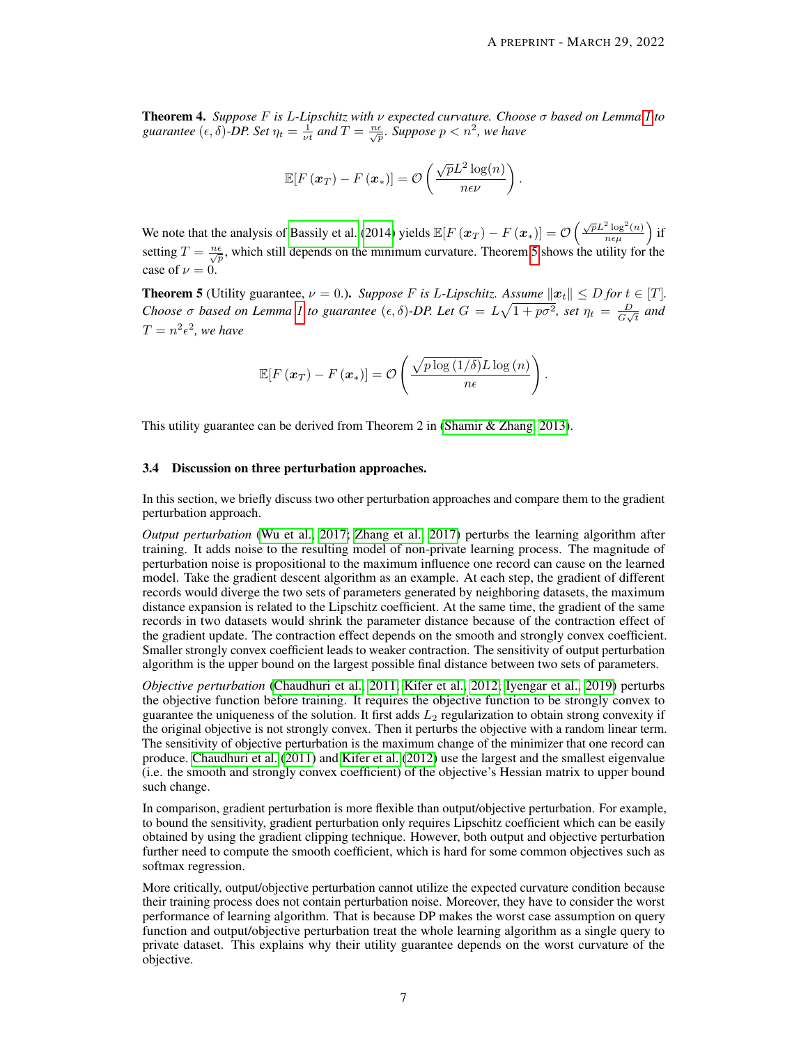**Theorem 4.** *Suppose $F$ is $L$-Lipschitz with $\nu$ expected curvature. Choose $\sigma$ based on Lemma 1 to guarantee $(\epsilon, \delta)$-DP. Set $\eta_t = \frac{1}{\nu t}$ and $T = \frac{n\epsilon}{\sqrt{p}}$. Suppose $p < n^2$, we have*

$$\mathbb{E}[F(\boldsymbol{x}_T) - F(\boldsymbol{x}_*)] = \mathcal{O}\left(\frac{\sqrt{p}L^2\log(n)}{n\epsilon\nu}\right).$$

We note that the analysis of Bassily et al. (2014) yields $\mathbb{E}[F(\boldsymbol{x}_T) - F(\boldsymbol{x}_*)] = \mathcal{O}\left(\frac{\sqrt{p}L^2\log^2(n)}{n\epsilon\mu}\right)$ if setting $T = \frac{n\epsilon}{\sqrt{p}}$, which still depends on the minimum curvature. Theorem 5 shows the utility for the case of $\nu = 0$.

**Theorem 5** (Utility guarantee, $\nu = 0$.)**.** *Suppose $F$ is $L$-Lipschitz. Assume $\|\boldsymbol{x}_t\| \leq D$ for $t \in [T]$. Choose $\sigma$ based on Lemma 1 to guarantee $(\epsilon, \delta)$-DP. Let $G = L\sqrt{1 + p\sigma^2}$, set $\eta_t = \frac{D}{G\sqrt{t}}$ and $T = n^2\epsilon^2$, we have*

$$\mathbb{E}[F(\boldsymbol{x}_T) - F(\boldsymbol{x}_*)] = \mathcal{O}\left(\frac{\sqrt{p\log(1/\delta)}L\log(n)}{n\epsilon}\right).$$

This utility guarantee can be derived from Theorem 2 in (Shamir & Zhang, 2013).

### 3.4 Discussion on three perturbation approaches.

In this section, we briefly discuss two other perturbation approaches and compare them to the gradient perturbation approach.

*Output perturbation* (Wu et al., 2017; Zhang et al., 2017) perturbs the learning algorithm after training. It adds noise to the resulting model of non-private learning process. The magnitude of perturbation noise is propositional to the maximum influence one record can cause on the learned model. Take the gradient descent algorithm as an example. At each step, the gradient of different records would diverge the two sets of parameters generated by neighboring datasets, the maximum distance expansion is related to the Lipschitz coefficient. At the same time, the gradient of the same records in two datasets would shrink the parameter distance because of the contraction effect of the gradient update. The contraction effect depends on the smooth and strongly convex coefficient. Smaller strongly convex coefficient leads to weaker contraction. The sensitivity of output perturbation algorithm is the upper bound on the largest possible final distance between two sets of parameters.

*Objective perturbation* (Chaudhuri et al., 2011; Kifer et al., 2012; Iyengar et al., 2019) perturbs the objective function before training. It requires the objective function to be strongly convex to guarantee the uniqueness of the solution. It first adds $L_2$ regularization to obtain strong convexity if the original objective is not strongly convex. Then it perturbs the objective with a random linear term. The sensitivity of objective perturbation is the maximum change of the minimizer that one record can produce. Chaudhuri et al. (2011) and Kifer et al. (2012) use the largest and the smallest eigenvalue (i.e. the smooth and strongly convex coefficient) of the objective's Hessian matrix to upper bound such change.

In comparison, gradient perturbation is more flexible than output/objective perturbation. For example, to bound the sensitivity, gradient perturbation only requires Lipschitz coefficient which can be easily obtained by using the gradient clipping technique. However, both output and objective perturbation further need to compute the smooth coefficient, which is hard for some common objectives such as softmax regression.

More critically, output/objective perturbation cannot utilize the expected curvature condition because their training process does not contain perturbation noise. Moreover, they have to consider the worst performance of learning algorithm. That is because DP makes the worst case assumption on query function and output/objective perturbation treat the whole learning algorithm as a single query to private dataset. This explains why their utility guarantee depends on the worst curvature of the objective.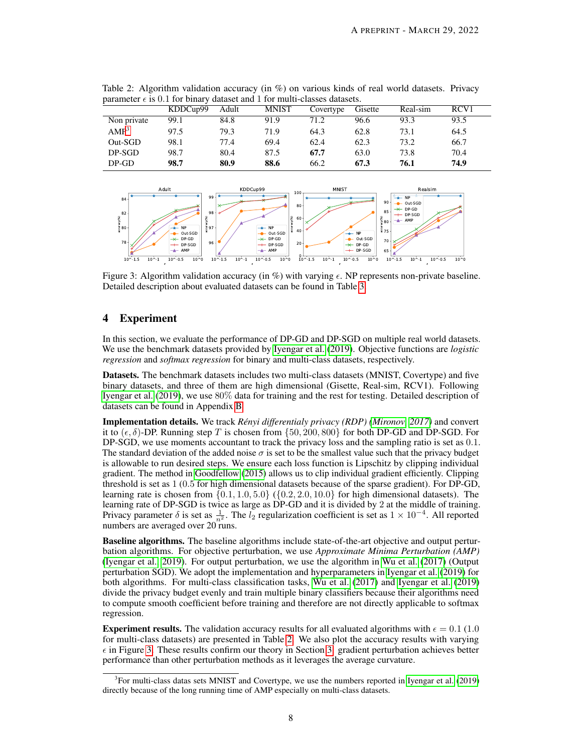Table 2: Algorithm validation accuracy (in %) on various kinds of real world datasets. Privacy parameter $\epsilon$ is 0.1 for binary dataset and 1 for multi-classes datasets.

| | KDDCup99 | Adult | MNIST | Covertype | Gisette | Real-sim | RCV1 |
|---|---|---|---|---|---|---|---|
| Non private | 99.1 | 84.8 | 91.9 | 71.2 | 96.6 | 93.3 | 93.5 |
| AMP[3] | 97.5 | 79.3 | 71.9 | 64.3 | 62.8 | 73.1 | 64.5 |
| Out-SGD | 98.1 | 77.4 | 69.4 | 62.4 | 62.3 | 73.2 | 66.7 |
| DP-SGD | 98.7 | 80.4 | 87.5 | **67.7** | 63.0 | 73.8 | 70.4 |
| DP-GD | **98.7** | **80.9** | **88.6** | 66.2 | **67.3** | **76.1** | **74.9** |

Figure 3: Algorithm validation accuracy (in %) with varying $\epsilon$. NP represents non-private baseline. Detailed description about evaluated datasets can be found in Table 3.

## 4 Experiment

In this section, we evaluate the performance of DP-GD and DP-SGD on multiple real world datasets. We use the benchmark datasets provided by Iyengar et al. (2019). Objective functions are *logistic regression* and *softmax regression* for binary and multi-class datasets, respectively.

**Datasets.** The benchmark datasets includes two multi-class datasets (MNIST, Covertype) and five binary datasets, and three of them are high dimensional (Gisette, Real-sim, RCV1). Following Iyengar et al. (2019), we use 80% data for training and the rest for testing. Detailed description of datasets can be found in Appendix B.

**Implementation details.** We track *Rényi differentialy privacy (RDP)* (Mironov, 2017) and convert it to $(\epsilon, \delta)$-DP. Running step $T$ is chosen from $\{50, 200, 800\}$ for both DP-GD and DP-SGD. For DP-SGD, we use moments accountant to track the privacy loss and the sampling ratio is set as 0.1. The standard deviation of the added noise $\sigma$ is set to be the smallest value such that the privacy budget is allowable to run desired steps. We ensure each loss function is Lipschitz by clipping individual gradient. The method in Goodfellow (2015) allows us to clip individual gradient efficiently. Clipping threshold is set as 1 (0.5 for high dimensional datasets because of the sparse gradient). For DP-GD, learning rate is chosen from $\{0.1, 1.0, 5.0\}$ ($\{0.2, 2.0, 10.0\}$ for high dimensional datasets). The learning rate of DP-SGD is twice as large as DP-GD and it is divided by 2 at the middle of training. Privacy parameter $\delta$ is set as $\frac{1}{n^2}$. The $l_2$ regularization coefficient is set as $1 \times 10^{-4}$. All reported numbers are averaged over 20 runs.

**Baseline algorithms.** The baseline algorithms include state-of-the-art objective and output perturbation algorithms. For objective perturbation, we use *Approximate Minima Perturbation (AMP)* (Iyengar et al., 2019). For output perturbation, we use the algorithm in Wu et al. (2017) (Output perturbation SGD). We adopt the implementation and hyperparameters in Iyengar et al. (2019) for both algorithms. For multi-class classification tasks, Wu et al. (2017) and Iyengar et al. (2019) divide the privacy budget evenly and train multiple binary classifiers because their algorithms need to compute smooth coefficient before training and therefore are not directly applicable to softmax regression.

**Experiment results.** The validation accuracy results for all evaluated algorithms with $\epsilon = 0.1$ (1.0 for multi-class datasets) are presented in Table 2. We also plot the accuracy results with varying $\epsilon$ in Figure 3. These results confirm our theory in Section 3: gradient perturbation achieves better performance than other perturbation methods as it leverages the average curvature.

[3]For multi-class datas sets MNIST and Covertype, we use the numbers reported in Iyengar et al. (2019) directly because of the long running time of AMP especially on multi-class datasets.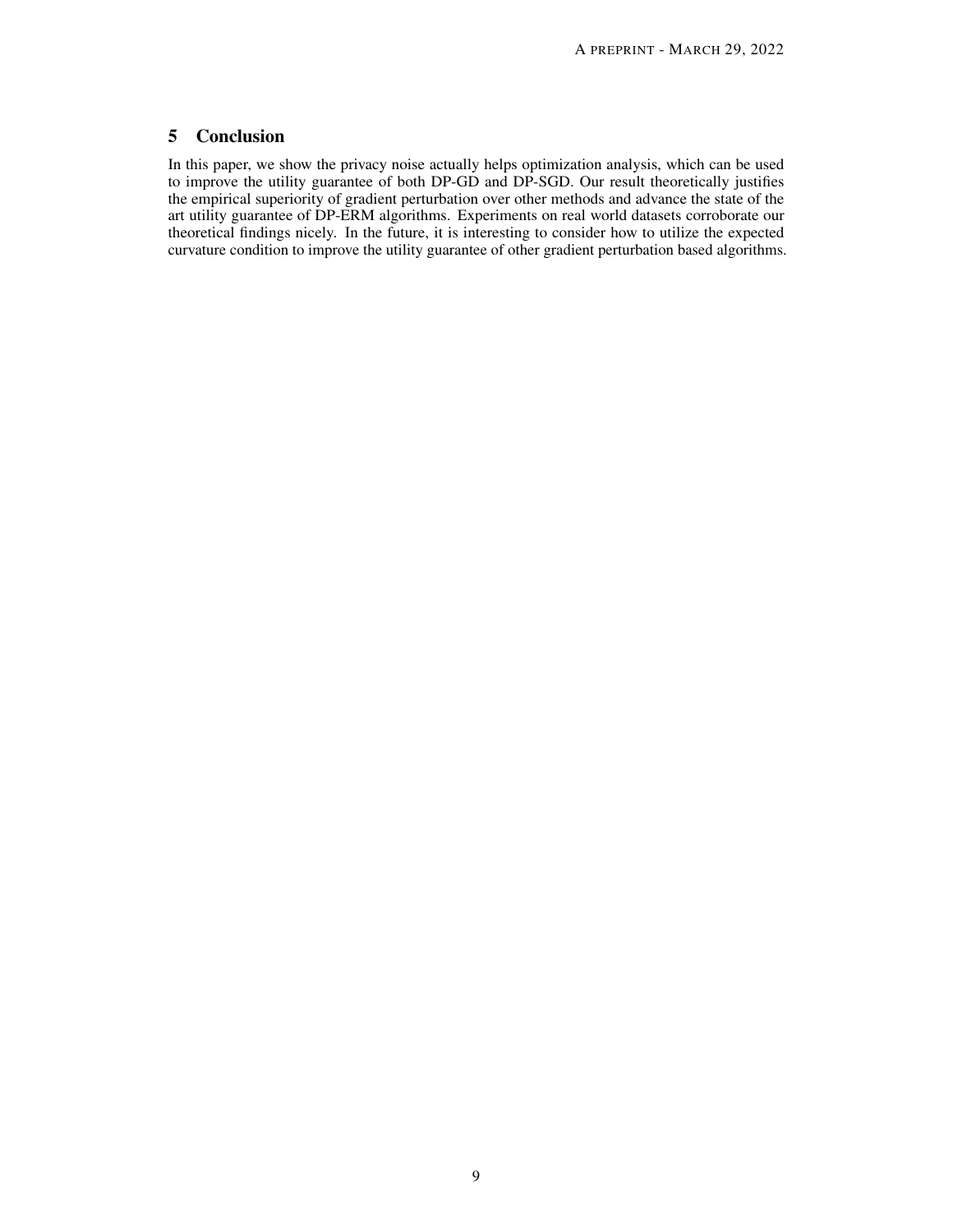## 5 Conclusion

In this paper, we show the privacy noise actually helps optimization analysis, which can be used to improve the utility guarantee of both DP-GD and DP-SGD. Our result theoretically justifies the empirical superiority of gradient perturbation over other methods and advance the state of the art utility guarantee of DP-ERM algorithms. Experiments on real world datasets corroborate our theoretical findings nicely. In the future, it is interesting to consider how to utilize the expected curvature condition to improve the utility guarantee of other gradient perturbation based algorithms.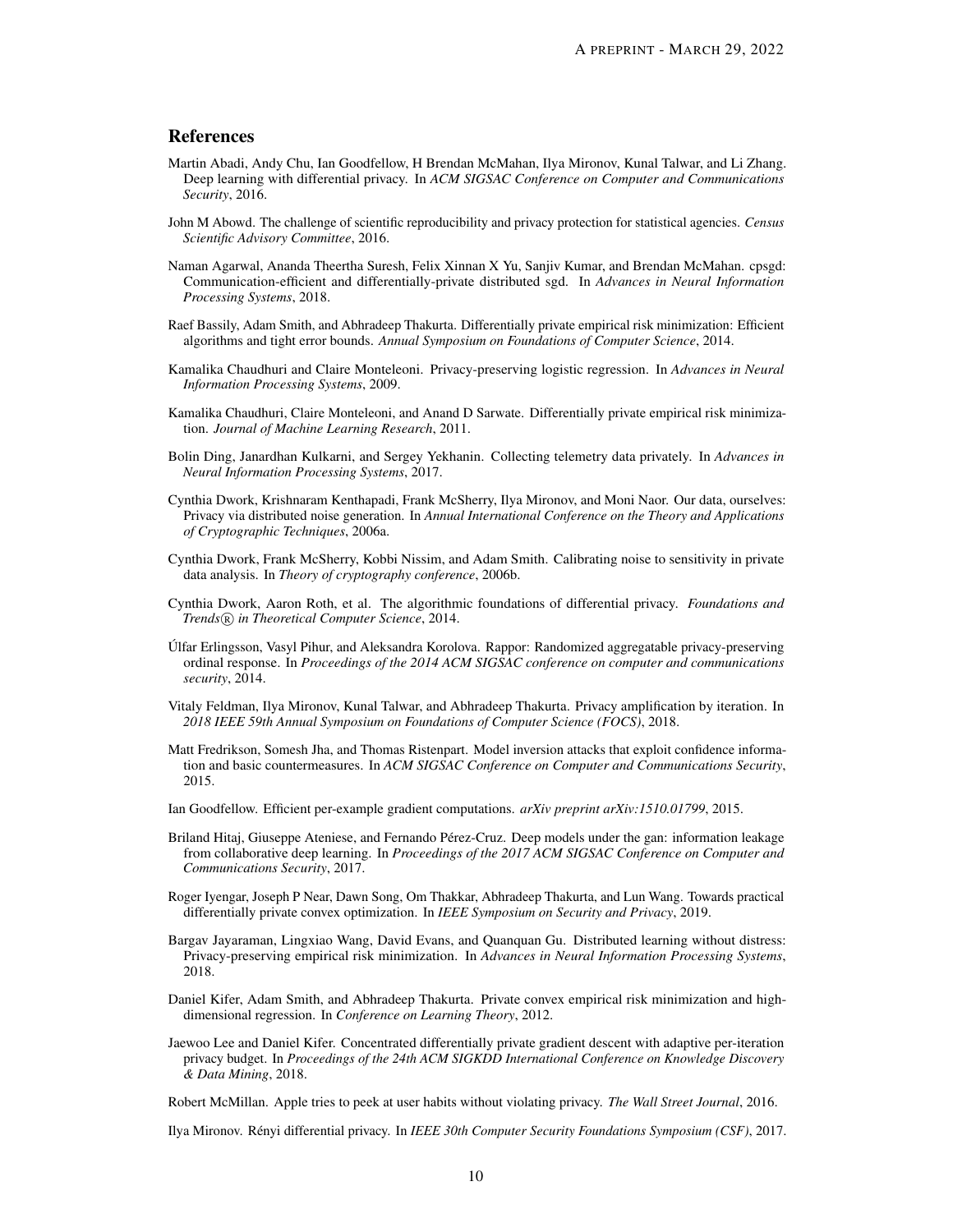## References

Martin Abadi, Andy Chu, Ian Goodfellow, H Brendan McMahan, Ilya Mironov, Kunal Talwar, and Li Zhang. Deep learning with differential privacy. In *ACM SIGSAC Conference on Computer and Communications Security*, 2016.

John M Abowd. The challenge of scientific reproducibility and privacy protection for statistical agencies. *Census Scientific Advisory Committee*, 2016.

Naman Agarwal, Ananda Theertha Suresh, Felix Xinnan X Yu, Sanjiv Kumar, and Brendan McMahan. cpsgd: Communication-efficient and differentially-private distributed sgd. In *Advances in Neural Information Processing Systems*, 2018.

Raef Bassily, Adam Smith, and Abhradeep Thakurta. Differentially private empirical risk minimization: Efficient algorithms and tight error bounds. *Annual Symposium on Foundations of Computer Science*, 2014.

Kamalika Chaudhuri and Claire Monteleoni. Privacy-preserving logistic regression. In *Advances in Neural Information Processing Systems*, 2009.

Kamalika Chaudhuri, Claire Monteleoni, and Anand D Sarwate. Differentially private empirical risk minimization. *Journal of Machine Learning Research*, 2011.

Bolin Ding, Janardhan Kulkarni, and Sergey Yekhanin. Collecting telemetry data privately. In *Advances in Neural Information Processing Systems*, 2017.

Cynthia Dwork, Krishnaram Kenthapadi, Frank McSherry, Ilya Mironov, and Moni Naor. Our data, ourselves: Privacy via distributed noise generation. In *Annual International Conference on the Theory and Applications of Cryptographic Techniques*, 2006a.

Cynthia Dwork, Frank McSherry, Kobbi Nissim, and Adam Smith. Calibrating noise to sensitivity in private data analysis. In *Theory of cryptography conference*, 2006b.

Cynthia Dwork, Aaron Roth, et al. The algorithmic foundations of differential privacy. *Foundations and Trends® in Theoretical Computer Science*, 2014.

Úlfar Erlingsson, Vasyl Pihur, and Aleksandra Korolova. Rappor: Randomized aggregatable privacy-preserving ordinal response. In *Proceedings of the 2014 ACM SIGSAC conference on computer and communications security*, 2014.

Vitaly Feldman, Ilya Mironov, Kunal Talwar, and Abhradeep Thakurta. Privacy amplification by iteration. In *2018 IEEE 59th Annual Symposium on Foundations of Computer Science (FOCS)*, 2018.

Matt Fredrikson, Somesh Jha, and Thomas Ristenpart. Model inversion attacks that exploit confidence information and basic countermeasures. In *ACM SIGSAC Conference on Computer and Communications Security*, 2015.

Ian Goodfellow. Efficient per-example gradient computations. *arXiv preprint arXiv:1510.01799*, 2015.

Briland Hitaj, Giuseppe Ateniese, and Fernando Pérez-Cruz. Deep models under the gan: information leakage from collaborative deep learning. In *Proceedings of the 2017 ACM SIGSAC Conference on Computer and Communications Security*, 2017.

Roger Iyengar, Joseph P Near, Dawn Song, Om Thakkar, Abhradeep Thakurta, and Lun Wang. Towards practical differentially private convex optimization. In *IEEE Symposium on Security and Privacy*, 2019.

Bargav Jayaraman, Lingxiao Wang, David Evans, and Quanquan Gu. Distributed learning without distress: Privacy-preserving empirical risk minimization. In *Advances in Neural Information Processing Systems*, 2018.

Daniel Kifer, Adam Smith, and Abhradeep Thakurta. Private convex empirical risk minimization and high-dimensional regression. In *Conference on Learning Theory*, 2012.

Jaewoo Lee and Daniel Kifer. Concentrated differentially private gradient descent with adaptive per-iteration privacy budget. In *Proceedings of the 24th ACM SIGKDD International Conference on Knowledge Discovery & Data Mining*, 2018.

Robert McMillan. Apple tries to peek at user habits without violating privacy. *The Wall Street Journal*, 2016.

Ilya Mironov. Rényi differential privacy. In *IEEE 30th Computer Security Foundations Symposium (CSF)*, 2017.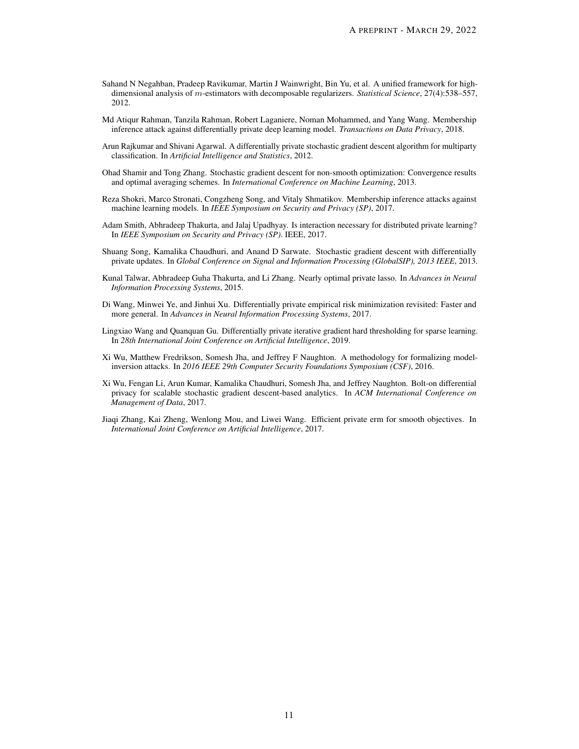Sahand N Negahban, Pradeep Ravikumar, Martin J Wainwright, Bin Yu, et al. A unified framework for high-dimensional analysis of $m$-estimators with decomposable regularizers. *Statistical Science*, 27(4):538–557, 2012.

Md Atiqur Rahman, Tanzila Rahman, Robert Laganiere, Noman Mohammed, and Yang Wang. Membership inference attack against differentially private deep learning model. *Transactions on Data Privacy*, 2018.

Arun Rajkumar and Shivani Agarwal. A differentially private stochastic gradient descent algorithm for multiparty classification. In *Artificial Intelligence and Statistics*, 2012.

Ohad Shamir and Tong Zhang. Stochastic gradient descent for non-smooth optimization: Convergence results and optimal averaging schemes. In *International Conference on Machine Learning*, 2013.

Reza Shokri, Marco Stronati, Congzheng Song, and Vitaly Shmatikov. Membership inference attacks against machine learning models. In *IEEE Symposium on Security and Privacy (SP)*, 2017.

Adam Smith, Abhradeep Thakurta, and Jalaj Upadhyay. Is interaction necessary for distributed private learning? In *IEEE Symposium on Security and Privacy (SP)*. IEEE, 2017.

Shuang Song, Kamalika Chaudhuri, and Anand D Sarwate. Stochastic gradient descent with differentially private updates. In *Global Conference on Signal and Information Processing (GlobalSIP), 2013 IEEE*, 2013.

Kunal Talwar, Abhradeep Guha Thakurta, and Li Zhang. Nearly optimal private lasso. In *Advances in Neural Information Processing Systems*, 2015.

Di Wang, Minwei Ye, and Jinhui Xu. Differentially private empirical risk minimization revisited: Faster and more general. In *Advances in Neural Information Processing Systems*, 2017.

Lingxiao Wang and Quanquan Gu. Differentially private iterative gradient hard thresholding for sparse learning. In *28th International Joint Conference on Artificial Intelligence*, 2019.

Xi Wu, Matthew Fredrikson, Somesh Jha, and Jeffrey F Naughton. A methodology for formalizing model-inversion attacks. In *2016 IEEE 29th Computer Security Foundations Symposium (CSF)*, 2016.

Xi Wu, Fengan Li, Arun Kumar, Kamalika Chaudhuri, Somesh Jha, and Jeffrey Naughton. Bolt-on differential privacy for scalable stochastic gradient descent-based analytics. In *ACM International Conference on Management of Data*, 2017.

Jiaqi Zhang, Kai Zheng, Wenlong Mou, and Liwei Wang. Efficient private erm for smooth objectives. In *International Joint Conference on Artificial Intelligence*, 2017.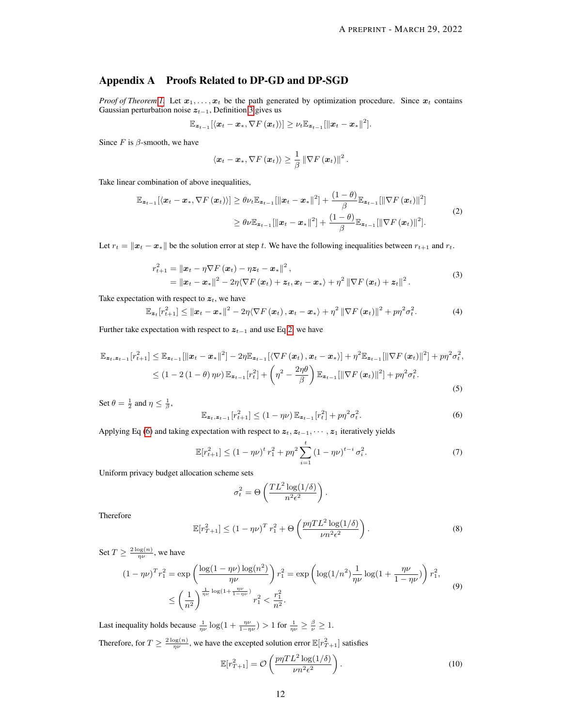# Appendix A Proofs Related to DP-GD and DP-SGD

*Proof of Theorem 1.* Let $\boldsymbol{x}_1, \ldots, \boldsymbol{x}_t$ be the path generated by optimization procedure. Since $\boldsymbol{x}_t$ contains Gaussian perturbation noise $\boldsymbol{z}_{t-1}$, Definition 3 gives us

$$\mathbb{E}_{\boldsymbol{z}_{t-1}}[\langle \boldsymbol{x}_t - \boldsymbol{x}_*, \nabla F(\boldsymbol{x}_t)\rangle] \geq \nu_t \mathbb{E}_{\boldsymbol{z}_{t-1}}[\|\boldsymbol{x}_t - \boldsymbol{x}_*\|^2].$$

Since $F$ is $\beta$-smooth, we have

$$\langle \boldsymbol{x}_t - \boldsymbol{x}_*, \nabla F(\boldsymbol{x}_t)\rangle \geq \frac{1}{\beta}\|\nabla F(\boldsymbol{x}_t)\|^2.$$

Take linear combination of above inequalities,

$$\begin{aligned}
\mathbb{E}_{\boldsymbol{z}_{t-1}}[\langle \boldsymbol{x}_t - \boldsymbol{x}_*, \nabla F(\boldsymbol{x}_t)\rangle] &\geq \theta\nu_t \mathbb{E}_{\boldsymbol{z}_{t-1}}[\|\boldsymbol{x}_t - \boldsymbol{x}_*\|^2] + \frac{(1-\theta)}{\beta}\mathbb{E}_{\boldsymbol{z}_{t-1}}[\|\nabla F(\boldsymbol{x}_t)\|^2] \\
&\geq \theta\nu \mathbb{E}_{\boldsymbol{z}_{t-1}}[\|\boldsymbol{x}_t - \boldsymbol{x}_*\|^2] + \frac{(1-\theta)}{\beta}\mathbb{E}_{\boldsymbol{z}_{t-1}}[\|\nabla F(\boldsymbol{x}_t)\|^2].
\end{aligned} \tag{2}$$

Let $r_t = \|\boldsymbol{x}_t - \boldsymbol{x}_*\|$ be the solution error at step $t$. We have the following inequalities between $r_{t+1}$ and $r_t$.

$$\begin{aligned}
r_{t+1}^2 &= \|\boldsymbol{x}_t - \eta\nabla F(\boldsymbol{x}_t) - \eta\boldsymbol{z}_t - \boldsymbol{x}_*\|^2, \\
&= \|\boldsymbol{x}_t - \boldsymbol{x}_*\|^2 - 2\eta\langle\nabla F(\boldsymbol{x}_t) + \boldsymbol{z}_t, \boldsymbol{x}_t - \boldsymbol{x}_*\rangle + \eta^2\|\nabla F(\boldsymbol{x}_t) + \boldsymbol{z}_t\|^2.
\end{aligned} \tag{3}$$

Take expectation with respect to $\boldsymbol{z}_t$, we have

$$\mathbb{E}_{\boldsymbol{z}_t}[r_{t+1}^2] \leq \|\boldsymbol{x}_t - \boldsymbol{x}_*\|^2 - 2\eta\langle\nabla F(\boldsymbol{x}_t), \boldsymbol{x}_t - \boldsymbol{x}_*\rangle + \eta^2\|\nabla F(\boldsymbol{x}_t)\|^2 + p\eta^2\sigma_t^2. \tag{4}$$

Further take expectation with respect to $\boldsymbol{z}_{t-1}$ and use Eq 2, we have

$$\begin{aligned}
\mathbb{E}_{\boldsymbol{z}_t,\boldsymbol{z}_{t-1}}[r_{t+1}^2] &\leq \mathbb{E}_{\boldsymbol{z}_{t-1}}[\|\boldsymbol{x}_t - \boldsymbol{x}_*\|^2] - 2\eta\mathbb{E}_{\boldsymbol{z}_{t-1}}[\langle\nabla F(\boldsymbol{x}_t), \boldsymbol{x}_t - \boldsymbol{x}_*\rangle] + \eta^2\mathbb{E}_{\boldsymbol{z}_{t-1}}[\|\nabla F(\boldsymbol{x}_t)\|^2] + p\eta^2\sigma_t^2, \\
&\leq (1 - 2(1-\theta)\eta\nu)\mathbb{E}_{\boldsymbol{z}_{t-1}}[r_t^2] + \left(\eta^2 - \frac{2\eta\theta}{\beta}\right)\mathbb{E}_{\boldsymbol{z}_{t-1}}[\|\nabla F(\boldsymbol{x}_t)\|^2] + p\eta^2\sigma_t^2.
\end{aligned} \tag{5}$$

Set $\theta = \frac{1}{2}$ and $\eta \leq \frac{1}{\beta}$,

$$\mathbb{E}_{\boldsymbol{z}_t,\boldsymbol{z}_{t-1}}[r_{t+1}^2] \leq (1 - \eta\nu)\mathbb{E}_{\boldsymbol{z}_{t-1}}[r_t^2] + p\eta^2\sigma_t^2. \tag{6}$$

Applying Eq (6) and taking expectation with respect to $\boldsymbol{z}_t, \boldsymbol{z}_{t-1}, \cdots, \boldsymbol{z}_1$ iteratively yields

$$\mathbb{E}[r_{t+1}^2] \leq (1-\eta\nu)^t r_1^2 + p\eta^2\sum_{i=1}^{t}(1-\eta\nu)^{t-i}\sigma_i^2. \tag{7}$$

Uniform privacy budget allocation scheme sets

$$\sigma_t^2 = \Theta\left(\frac{TL^2\log(1/\delta)}{n^2\epsilon^2}\right).$$

Therefore

$$\mathbb{E}[r_{T+1}^2] \leq (1-\eta\nu)^T r_1^2 + \Theta\left(\frac{p\eta TL^2\log(1/\delta)}{\nu n^2\epsilon^2}\right). \tag{8}$$

Set $T \geq \frac{2\log(n)}{\eta\nu}$, we have

$$\begin{aligned}
(1-\eta\nu)^T r_1^2 &= \exp\left(\frac{\log(1-\eta\nu)\log(n^2)}{\eta\nu}\right)r_1^2 = \exp\left(\log(1/n^2)\frac{1}{\eta\nu}\log(1+\frac{\eta\nu}{1-\eta\nu})\right)r_1^2, \\
&\leq \left(\frac{1}{n^2}\right)^{\frac{1}{\eta\nu}\log(1+\frac{\eta\nu}{1-\eta\nu})} r_1^2 < \frac{r_1^2}{n^2}.
\end{aligned} \tag{9}$$

Last inequality holds because $\frac{1}{\eta\nu}\log(1+\frac{\eta\nu}{1-\eta\nu}) > 1$ for $\frac{1}{\eta\nu} \geq \frac{\beta}{\nu} \geq 1$.

Therefore, for $T \geq \frac{2\log(n)}{\eta\nu}$, we have the excepted solution error $\mathbb{E}[r_{T+1}^2]$ satisfies

$$\mathbb{E}[r_{T+1}^2] = \mathcal{O}\left(\frac{p\eta TL^2\log(1/\delta)}{\nu n^2\epsilon^2}\right). \tag{10}$$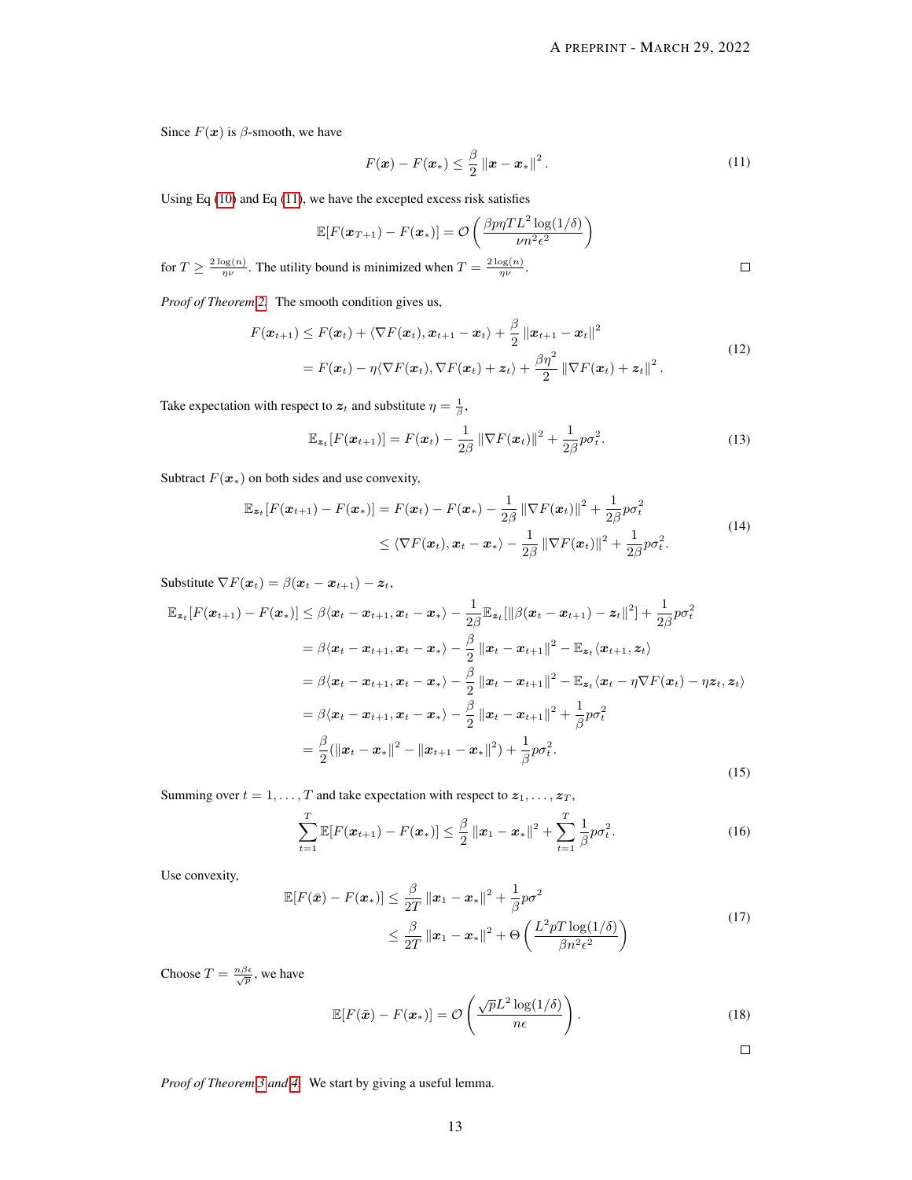Since $F(\boldsymbol{x})$ is $\beta$-smooth, we have

$$F(\boldsymbol{x}) - F(\boldsymbol{x}_*) \leq \frac{\beta}{2} \|\boldsymbol{x} - \boldsymbol{x}_*\|^2 . \tag{11}$$

Using Eq (10) and Eq (11), we have the excepted excess risk satisfies

$$\mathbb{E}[F(\boldsymbol{x}_{T+1}) - F(\boldsymbol{x}_*)] = \mathcal{O}\left(\frac{\beta p \eta T L^2 \log(1/\delta)}{\nu n^2 \epsilon^2}\right)$$

for $T \geq \frac{2\log(n)}{\eta\nu}$. The utility bound is minimized when $T = \frac{2\log(n)}{\eta\nu}$. □

*Proof of Theorem 2.* The smooth condition gives us,

$$\begin{aligned} F(\boldsymbol{x}_{t+1}) &\leq F(\boldsymbol{x}_t) + \langle \nabla F(\boldsymbol{x}_t), \boldsymbol{x}_{t+1} - \boldsymbol{x}_t \rangle + \frac{\beta}{2} \|\boldsymbol{x}_{t+1} - \boldsymbol{x}_t\|^2 \\ &= F(\boldsymbol{x}_t) - \eta \langle \nabla F(\boldsymbol{x}_t), \nabla F(\boldsymbol{x}_t) + \boldsymbol{z}_t \rangle + \frac{\beta\eta^2}{2} \|\nabla F(\boldsymbol{x}_t) + \boldsymbol{z}_t\|^2 . \end{aligned} \tag{12}$$

Take expectation with respect to $\boldsymbol{z}_t$ and substitute $\eta = \frac{1}{\beta}$,

$$\mathbb{E}_{\boldsymbol{z}_t}[F(\boldsymbol{x}_{t+1})] = F(\boldsymbol{x}_t) - \frac{1}{2\beta} \|\nabla F(\boldsymbol{x}_t)\|^2 + \frac{1}{2\beta} p\sigma_t^2 . \tag{13}$$

Subtract $F(\boldsymbol{x}_*)$ on both sides and use convexity,

$$\begin{aligned} \mathbb{E}_{\boldsymbol{z}_t}[F(\boldsymbol{x}_{t+1}) - F(\boldsymbol{x}_*)] &= F(\boldsymbol{x}_t) - F(\boldsymbol{x}_*) - \frac{1}{2\beta} \|\nabla F(\boldsymbol{x}_t)\|^2 + \frac{1}{2\beta} p\sigma_t^2 \\ &\leq \langle \nabla F(\boldsymbol{x}_t), \boldsymbol{x}_t - \boldsymbol{x}_* \rangle - \frac{1}{2\beta} \|\nabla F(\boldsymbol{x}_t)\|^2 + \frac{1}{2\beta} p\sigma_t^2 . \end{aligned} \tag{14}$$

Substitute $\nabla F(\boldsymbol{x}_t) = \beta(\boldsymbol{x}_t - \boldsymbol{x}_{t+1}) - \boldsymbol{z}_t$,

$$\begin{aligned} \mathbb{E}_{\boldsymbol{z}_t}[F(\boldsymbol{x}_{t+1}) - F(\boldsymbol{x}_*)] &\leq \beta \langle \boldsymbol{x}_t - \boldsymbol{x}_{t+1}, \boldsymbol{x}_t - \boldsymbol{x}_* \rangle - \frac{1}{2\beta} \mathbb{E}_{\boldsymbol{z}_t}[\|\beta(\boldsymbol{x}_t - \boldsymbol{x}_{t+1}) - \boldsymbol{z}_t\|^2] + \frac{1}{2\beta} p\sigma_t^2 \\ &= \beta \langle \boldsymbol{x}_t - \boldsymbol{x}_{t+1}, \boldsymbol{x}_t - \boldsymbol{x}_* \rangle - \frac{\beta}{2} \|\boldsymbol{x}_t - \boldsymbol{x}_{t+1}\|^2 - \mathbb{E}_{\boldsymbol{z}_t} \langle \boldsymbol{x}_{t+1}, \boldsymbol{z}_t \rangle \\ &= \beta \langle \boldsymbol{x}_t - \boldsymbol{x}_{t+1}, \boldsymbol{x}_t - \boldsymbol{x}_* \rangle - \frac{\beta}{2} \|\boldsymbol{x}_t - \boldsymbol{x}_{t+1}\|^2 - \mathbb{E}_{\boldsymbol{z}_t} \langle \boldsymbol{x}_t - \eta \nabla F(\boldsymbol{x}_t) - \eta \boldsymbol{z}_t, \boldsymbol{z}_t \rangle \\ &= \beta \langle \boldsymbol{x}_t - \boldsymbol{x}_{t+1}, \boldsymbol{x}_t - \boldsymbol{x}_* \rangle - \frac{\beta}{2} \|\boldsymbol{x}_t - \boldsymbol{x}_{t+1}\|^2 + \frac{1}{\beta} p\sigma_t^2 \\ &= \frac{\beta}{2} (\|\boldsymbol{x}_t - \boldsymbol{x}_*\|^2 - \|\boldsymbol{x}_{t+1} - \boldsymbol{x}_*\|^2) + \frac{1}{\beta} p\sigma_t^2 . \end{aligned} \tag{15}$$

Summing over $t = 1, \ldots, T$ and take expectation with respect to $\boldsymbol{z}_1, \ldots, \boldsymbol{z}_T$,

$$\sum_{t=1}^{T} \mathbb{E}[F(\boldsymbol{x}_{t+1}) - F(\boldsymbol{x}_*)] \leq \frac{\beta}{2} \|\boldsymbol{x}_1 - \boldsymbol{x}_*\|^2 + \sum_{t=1}^{T} \frac{1}{\beta} p\sigma_t^2 . \tag{16}$$

Use convexity,

$$\begin{aligned} \mathbb{E}[F(\bar{\boldsymbol{x}}) - F(\boldsymbol{x}_*)] &\leq \frac{\beta}{2T} \|\boldsymbol{x}_1 - \boldsymbol{x}_*\|^2 + \frac{1}{\beta} p\sigma^2 \\ &\leq \frac{\beta}{2T} \|\boldsymbol{x}_1 - \boldsymbol{x}_*\|^2 + \Theta\left(\frac{L^2 p T \log(1/\delta)}{\beta n^2 \epsilon^2}\right) \end{aligned} \tag{17}$$

Choose $T = \frac{n\beta\epsilon}{\sqrt{p}}$, we have

$$\mathbb{E}[F(\bar{\boldsymbol{x}}) - F(\boldsymbol{x}_*)] = \mathcal{O}\left(\frac{\sqrt{p} L^2 \log(1/\delta)}{n\epsilon}\right) . \tag{18}$$

□

*Proof of Theorem 3 and 4.* We start by giving a useful lemma.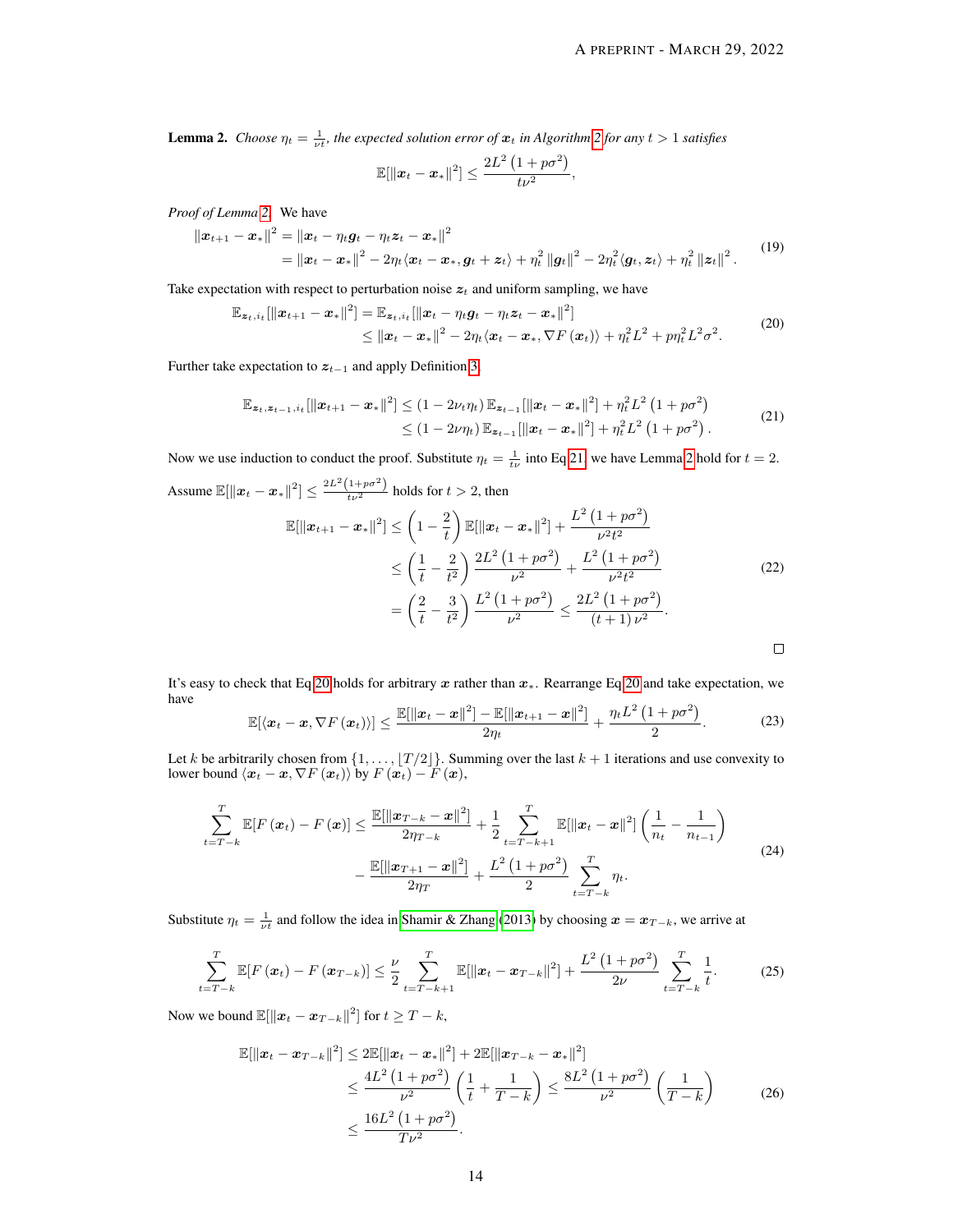**Lemma 2.** *Choose $\eta_t = \frac{1}{\nu t}$, the expected solution error of $\boldsymbol{x}_t$ in Algorithm 2 for any $t > 1$ satisfies*

$$\mathbb{E}[\|\boldsymbol{x}_t - \boldsymbol{x}_*\|^2] \leq \frac{2L^2\left(1 + p\sigma^2\right)}{t\nu^2},$$

*Proof of Lemma 2.* We have

$$\begin{aligned}\|\boldsymbol{x}_{t+1} - \boldsymbol{x}_*\|^2 &= \|\boldsymbol{x}_t - \eta_t \boldsymbol{g}_t - \eta_t \boldsymbol{z}_t - \boldsymbol{x}_*\|^2 \\ &= \|\boldsymbol{x}_t - \boldsymbol{x}_*\|^2 - 2\eta_t\langle \boldsymbol{x}_t - \boldsymbol{x}_*, \boldsymbol{g}_t + \boldsymbol{z}_t\rangle + \eta_t^2\|\boldsymbol{g}_t\|^2 - 2\eta_t^2\langle \boldsymbol{g}_t, \boldsymbol{z}_t\rangle + \eta_t^2\|\boldsymbol{z}_t\|^2.\end{aligned} \tag{19}$$

Take expectation with respect to perturbation noise $\boldsymbol{z}_t$ and uniform sampling, we have

$$\begin{aligned}\mathbb{E}_{\boldsymbol{z}_t, i_t}[\|\boldsymbol{x}_{t+1} - \boldsymbol{x}_*\|^2] &= \mathbb{E}_{\boldsymbol{z}_t, i_t}[\|\boldsymbol{x}_t - \eta_t \boldsymbol{g}_t - \eta_t \boldsymbol{z}_t - \boldsymbol{x}_*\|^2] \\ &\leq \|\boldsymbol{x}_t - \boldsymbol{x}_*\|^2 - 2\eta_t\langle \boldsymbol{x}_t - \boldsymbol{x}_*, \nabla F(\boldsymbol{x}_t)\rangle + \eta_t^2 L^2 + p\eta_t^2 L^2\sigma^2.\end{aligned} \tag{20}$$

Further take expectation to $\boldsymbol{z}_{t-1}$ and apply Definition 3

$$\begin{aligned}\mathbb{E}_{\boldsymbol{z}_t, \boldsymbol{z}_{t-1}, i_t}[\|\boldsymbol{x}_{t+1} - \boldsymbol{x}_*\|^2] &\leq (1 - 2\nu_t\eta_t)\,\mathbb{E}_{\boldsymbol{z}_{t-1}}[\|\boldsymbol{x}_t - \boldsymbol{x}_*\|^2] + \eta_t^2 L^2\left(1 + p\sigma^2\right) \\ &\leq (1 - 2\nu\eta_t)\,\mathbb{E}_{\boldsymbol{z}_{t-1}}[\|\boldsymbol{x}_t - \boldsymbol{x}_*\|^2] + \eta_t^2 L^2\left(1 + p\sigma^2\right).\end{aligned} \tag{21}$$

Now we use induction to conduct the proof. Substitute $\eta_t = \frac{1}{t\nu}$ into Eq 21, we have Lemma 2 hold for $t = 2$. Assume $\mathbb{E}[\|\boldsymbol{x}_t - \boldsymbol{x}_*\|^2] \leq \frac{2L^2(1+p\sigma^2)}{t\nu^2}$ holds for $t > 2$, then

$$\begin{aligned}\mathbb{E}[\|\boldsymbol{x}_{t+1} - \boldsymbol{x}_*\|^2] &\leq \left(1 - \frac{2}{t}\right)\mathbb{E}[\|\boldsymbol{x}_t - \boldsymbol{x}_*\|^2] + \frac{L^2\left(1 + p\sigma^2\right)}{\nu^2 t^2} \\ &\leq \left(\frac{1}{t} - \frac{2}{t^2}\right)\frac{2L^2\left(1 + p\sigma^2\right)}{\nu^2} + \frac{L^2\left(1 + p\sigma^2\right)}{\nu^2 t^2} \\ &= \left(\frac{2}{t} - \frac{3}{t^2}\right)\frac{L^2\left(1 + p\sigma^2\right)}{\nu^2} \leq \frac{2L^2\left(1 + p\sigma^2\right)}{(t+1)\,\nu^2}.\end{aligned} \tag{22}$$

□

It's easy to check that Eq 20 holds for arbitrary $\boldsymbol{x}$ rather than $\boldsymbol{x}_*$. Rearrange Eq 20 and take expectation, we have

$$\mathbb{E}[\langle \boldsymbol{x}_t - \boldsymbol{x}, \nabla F(\boldsymbol{x}_t)\rangle] \leq \frac{\mathbb{E}[\|\boldsymbol{x}_t - \boldsymbol{x}\|^2] - \mathbb{E}[\|\boldsymbol{x}_{t+1} - \boldsymbol{x}\|^2]}{2\eta_t} + \frac{\eta_t L^2\left(1 + p\sigma^2\right)}{2}. \tag{23}$$

Let $k$ be arbitrarily chosen from $\{1, \ldots, \lfloor T/2 \rfloor\}$. Summing over the last $k+1$ iterations and use convexity to lower bound $\langle \boldsymbol{x}_t - \boldsymbol{x}, \nabla F(\boldsymbol{x}_t)\rangle$ by $F(\boldsymbol{x}_t) - F(\boldsymbol{x})$,

$$\begin{aligned}\sum_{t=T-k}^{T}\mathbb{E}[F(\boldsymbol{x}_t) - F(\boldsymbol{x})] \leq \frac{\mathbb{E}[\|\boldsymbol{x}_{T-k} - \boldsymbol{x}\|^2]}{2\eta_{T-k}} + \frac{1}{2}\sum_{t=T-k+1}^{T}\mathbb{E}[\|\boldsymbol{x}_t - \boldsymbol{x}\|^2]\left(\frac{1}{n_t} - \frac{1}{n_{t-1}}\right) \\ - \frac{\mathbb{E}[\|\boldsymbol{x}_{T+1} - \boldsymbol{x}\|^2]}{2\eta_T} + \frac{L^2\left(1 + p\sigma^2\right)}{2}\sum_{t=T-k}^{T}\eta_t.\end{aligned} \tag{24}$$

Substitute $\eta_t = \frac{1}{\nu t}$ and follow the idea in Shamir & Zhang (2013) by choosing $\boldsymbol{x} = \boldsymbol{x}_{T-k}$, we arrive at

$$\sum_{t=T-k}^{T}\mathbb{E}[F(\boldsymbol{x}_t) - F(\boldsymbol{x}_{T-k})] \leq \frac{\nu}{2}\sum_{t=T-k+1}^{T}\mathbb{E}[\|\boldsymbol{x}_t - \boldsymbol{x}_{T-k}\|^2] + \frac{L^2\left(1 + p\sigma^2\right)}{2\nu}\sum_{t=T-k}^{T}\frac{1}{t}. \tag{25}$$

Now we bound $\mathbb{E}[\|\boldsymbol{x}_t - \boldsymbol{x}_{T-k}\|^2]$ for $t \geq T-k$,

$$\begin{aligned}\mathbb{E}[\|\boldsymbol{x}_t - \boldsymbol{x}_{T-k}\|^2] &\leq 2\mathbb{E}[\|\boldsymbol{x}_t - \boldsymbol{x}_*\|^2] + 2\mathbb{E}[\|\boldsymbol{x}_{T-k} - \boldsymbol{x}_*\|^2] \\ &\leq \frac{4L^2\left(1 + p\sigma^2\right)}{\nu^2}\left(\frac{1}{t} + \frac{1}{T-k}\right) \leq \frac{8L^2\left(1 + p\sigma^2\right)}{\nu^2}\left(\frac{1}{T-k}\right) \\ &\leq \frac{16L^2\left(1 + p\sigma^2\right)}{T\nu^2}.\end{aligned} \tag{26}$$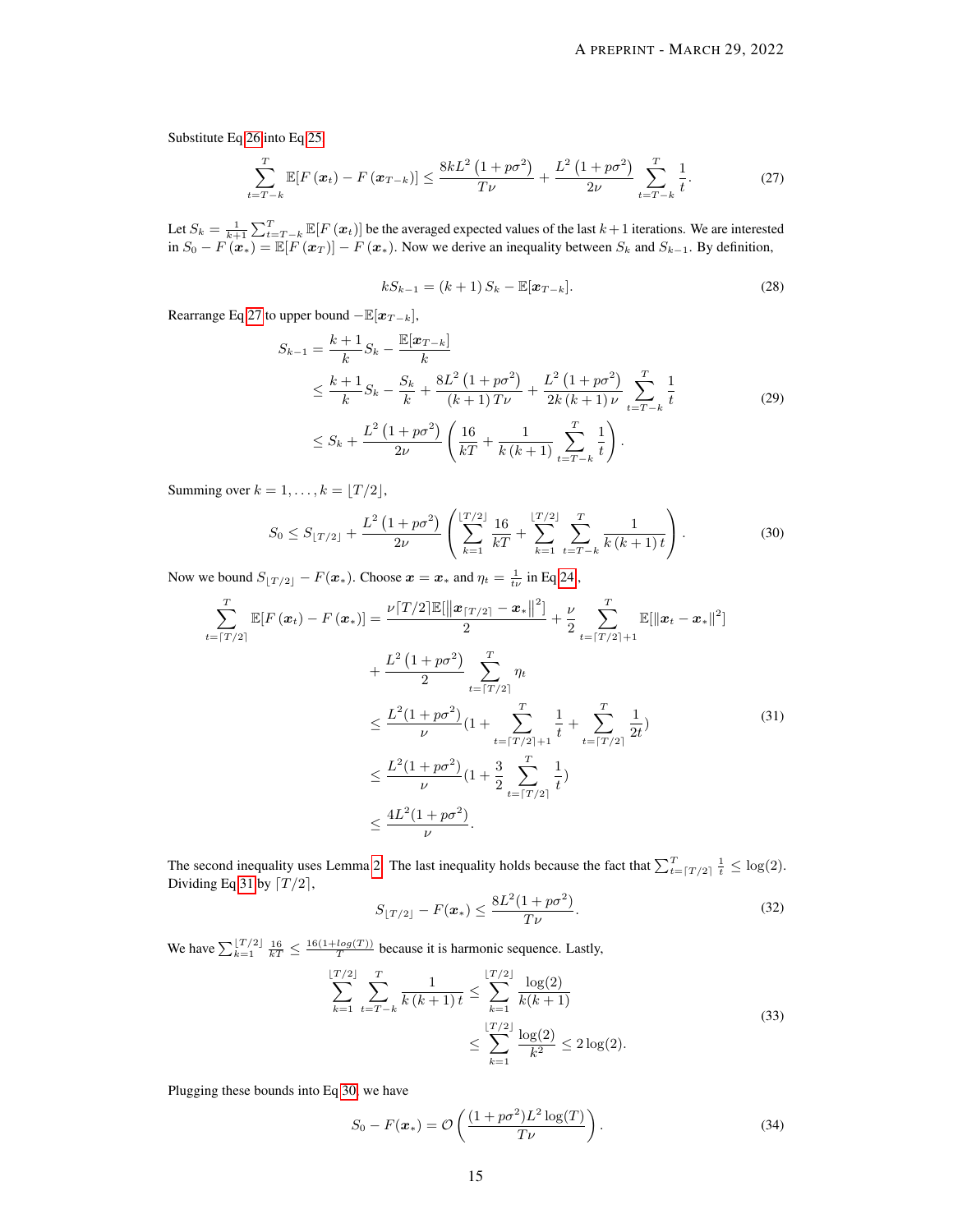Substitute Eq 26 into Eq 25,

$$\sum_{t=T-k}^{T} \mathbb{E}[F(\boldsymbol{x}_t) - F(\boldsymbol{x}_{T-k})] \leq \frac{8kL^2(1+p\sigma^2)}{T\nu} + \frac{L^2(1+p\sigma^2)}{2\nu} \sum_{t=T-k}^{T} \frac{1}{t}. \tag{27}$$

Let $S_k = \frac{1}{k+1}\sum_{t=T-k}^{T} \mathbb{E}[F(\boldsymbol{x}_t)]$ be the averaged expected values of the last $k+1$ iterations. We are interested in $S_0 - F(\boldsymbol{x}_*) = \mathbb{E}[F(\boldsymbol{x}_T)] - F(\boldsymbol{x}_*)$. Now we derive an inequality between $S_k$ and $S_{k-1}$. By definition,

$$kS_{k-1} = (k+1)S_k - \mathbb{E}[\boldsymbol{x}_{T-k}]. \tag{28}$$

Rearrange Eq 27 to upper bound $-\mathbb{E}[\boldsymbol{x}_{T-k}]$,

$$\begin{aligned}
S_{k-1} &= \frac{k+1}{k} S_k - \frac{\mathbb{E}[\boldsymbol{x}_{T-k}]}{k} \\
&\leq \frac{k+1}{k} S_k - \frac{S_k}{k} + \frac{8L^2(1+p\sigma^2)}{(k+1)T\nu} + \frac{L^2(1+p\sigma^2)}{2k(k+1)\nu} \sum_{t=T-k}^{T} \frac{1}{t} \\
&\leq S_k + \frac{L^2(1+p\sigma^2)}{2\nu}\left(\frac{16}{kT} + \frac{1}{k(k+1)}\sum_{t=T-k}^{T}\frac{1}{t}\right).
\end{aligned} \tag{29}$$

Summing over $k = 1, \ldots, k = \lfloor T/2 \rfloor$,

$$S_0 \leq S_{\lfloor T/2 \rfloor} + \frac{L^2(1+p\sigma^2)}{2\nu}\left(\sum_{k=1}^{\lfloor T/2 \rfloor}\frac{16}{kT} + \sum_{k=1}^{\lfloor T/2 \rfloor}\sum_{t=T-k}^{T}\frac{1}{k(k+1)t}\right). \tag{30}$$

Now we bound $S_{\lfloor T/2 \rfloor} - F(\boldsymbol{x}_*)$. Choose $\boldsymbol{x} = \boldsymbol{x}_*$ and $\eta_t = \frac{1}{t\nu}$ in Eq 24,

$$\begin{aligned}
\sum_{t=\lceil T/2 \rceil}^{T} \mathbb{E}[F(\boldsymbol{x}_t) - F(\boldsymbol{x}_*)] &= \frac{\nu\lceil T/2 \rceil \mathbb{E}[\|\boldsymbol{x}_{\lceil T/2 \rceil} - \boldsymbol{x}_*\|^2]}{2} + \frac{\nu}{2}\sum_{t=\lceil T/2 \rceil+1}^{T}\mathbb{E}[\|\boldsymbol{x}_t - \boldsymbol{x}_*\|^2] \\
&\quad + \frac{L^2(1+p\sigma^2)}{2}\sum_{t=\lceil T/2 \rceil}^{T}\eta_t \\
&\leq \frac{L^2(1+p\sigma^2)}{\nu}\left(1 + \sum_{t=\lceil T/2 \rceil+1}^{T}\frac{1}{t} + \sum_{t=\lceil T/2 \rceil}^{T}\frac{1}{2t}\right) \\
&\leq \frac{L^2(1+p\sigma^2)}{\nu}\left(1 + \frac{3}{2}\sum_{t=\lceil T/2 \rceil}^{T}\frac{1}{t}\right) \\
&\leq \frac{4L^2(1+p\sigma^2)}{\nu}.
\end{aligned} \tag{31}$$

The second inequality uses Lemma 2. The last inequality holds because the fact that $\sum_{t=\lceil T/2 \rceil}^{T}\frac{1}{t} \leq \log(2)$. Dividing Eq 31 by $\lceil T/2 \rceil$,

$$S_{\lfloor T/2 \rfloor} - F(\boldsymbol{x}_*) \leq \frac{8L^2(1+p\sigma^2)}{T\nu}. \tag{32}$$

We have $\sum_{k=1}^{\lfloor T/2 \rfloor}\frac{16}{kT} \leq \frac{16(1+log(T))}{T}$ because it is harmonic sequence. Lastly,

$$\begin{aligned}
\sum_{k=1}^{\lfloor T/2 \rfloor}\sum_{t=T-k}^{T}\frac{1}{k(k+1)t} &\leq \sum_{k=1}^{\lfloor T/2 \rfloor}\frac{\log(2)}{k(k+1)} \\
&\leq \sum_{k=1}^{\lfloor T/2 \rfloor}\frac{\log(2)}{k^2} \leq 2\log(2).
\end{aligned} \tag{33}$$

Plugging these bounds into Eq 30, we have

$$S_0 - F(\boldsymbol{x}_*) = \mathcal{O}\left(\frac{(1+p\sigma^2)L^2\log(T)}{T\nu}\right). \tag{34}$$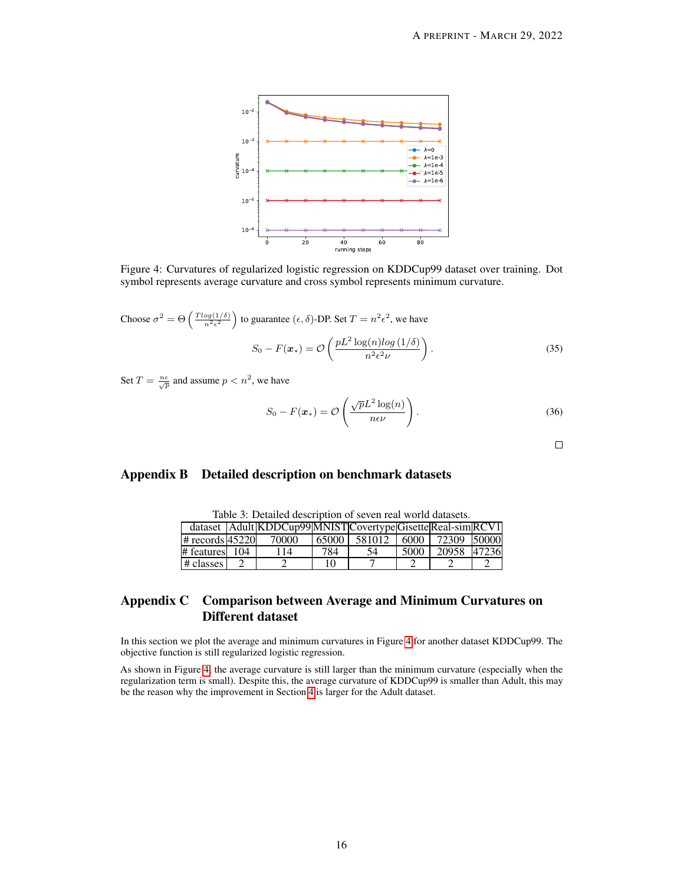10⁻²

10⁻³

10⁻⁴

10⁻⁵

10⁻⁶

curvature

0 20 40 60 80

running steps

λ=0

λ=1e-3

λ=1e-4

λ=1e-5

λ=1e-6

Figure 4: Curvatures of regularized logistic regression on KDDCup99 dataset over training. Dot symbol represents average curvature and cross symbol represents minimum curvature.

Choose $\sigma^2 = \Theta\left(\frac{T log(1/\delta)}{n^2\epsilon^2}\right)$ to guarantee $(\epsilon, \delta)$-DP. Set $T = n^2\epsilon^2$, we have

$$S_0 - F(\boldsymbol{x}_*) = \mathcal{O}\left(\frac{pL^2\log(n) log\,(1/\delta)}{n^2\epsilon^2\nu}\right). \tag{35}$$

Set $T = \frac{n\epsilon}{\sqrt{p}}$ and assume $p < n^2$, we have

$$S_0 - F(\boldsymbol{x}_*) = \mathcal{O}\left(\frac{\sqrt{p}L^2\log(n)}{n\epsilon\nu}\right). \tag{36}$$

□

# Appendix B Detailed description on benchmark datasets

Table 3: Detailed description of seven real world datasets.

| dataset | Adult | KDDCup99 | MNIST | Covertype | Gisette | Real-sim | RCV1 |
|---|---|---|---|---|---|---|---|
| # records | 45220 | 70000 | 65000 | 581012 | 6000 | 72309 | 50000 |
| # features | 104 | 114 | 784 | 54 | 5000 | 20958 | 47236 |
| # classes | 2 | 2 | 10 | 7 | 2 | 2 | 2 |

# Appendix C Comparison between Average and Minimum Curvatures on Different dataset

In this section we plot the average and minimum curvatures in Figure 4 for another dataset KDDCup99. The objective function is still regularized logistic regression.

As shown in Figure 4, the average curvature is still larger than the minimum curvature (especially when the regularization term is small). Despite this, the average curvature of KDDCup99 is smaller than Adult, this may be the reason why the improvement in Section 4 is larger for the Adult dataset.